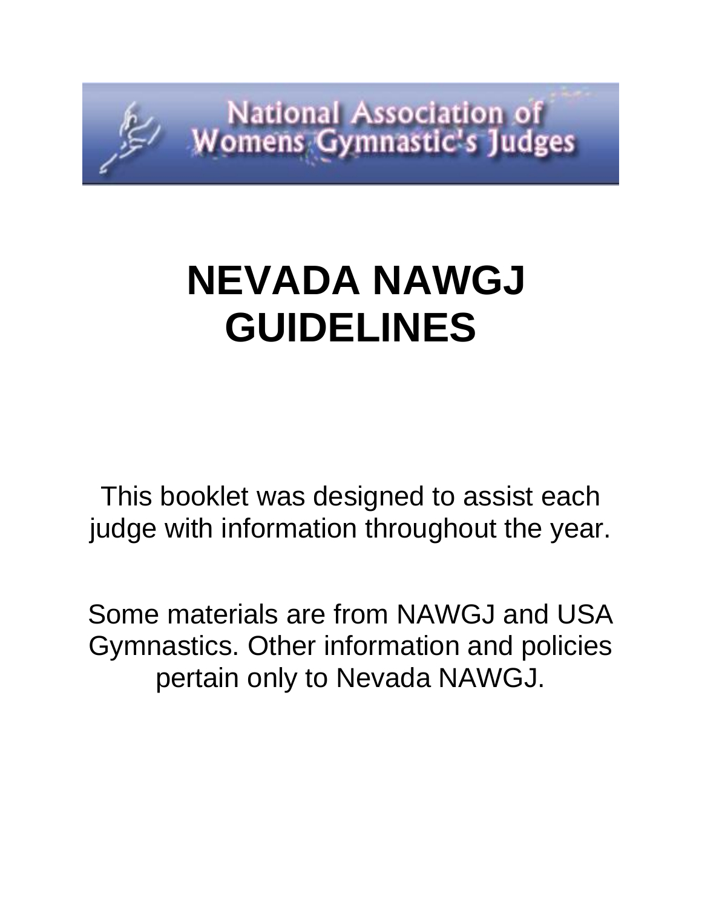National Association of Womens Gymnastic's Judges

# NEVADA NAWGJ GUIDELINES

This booklet was designed to assist each judge with information throughout the year.

Some materials are from NAWGJ and USA Gymnastics. Other information and policies pertain only to Nevada NAWGJ.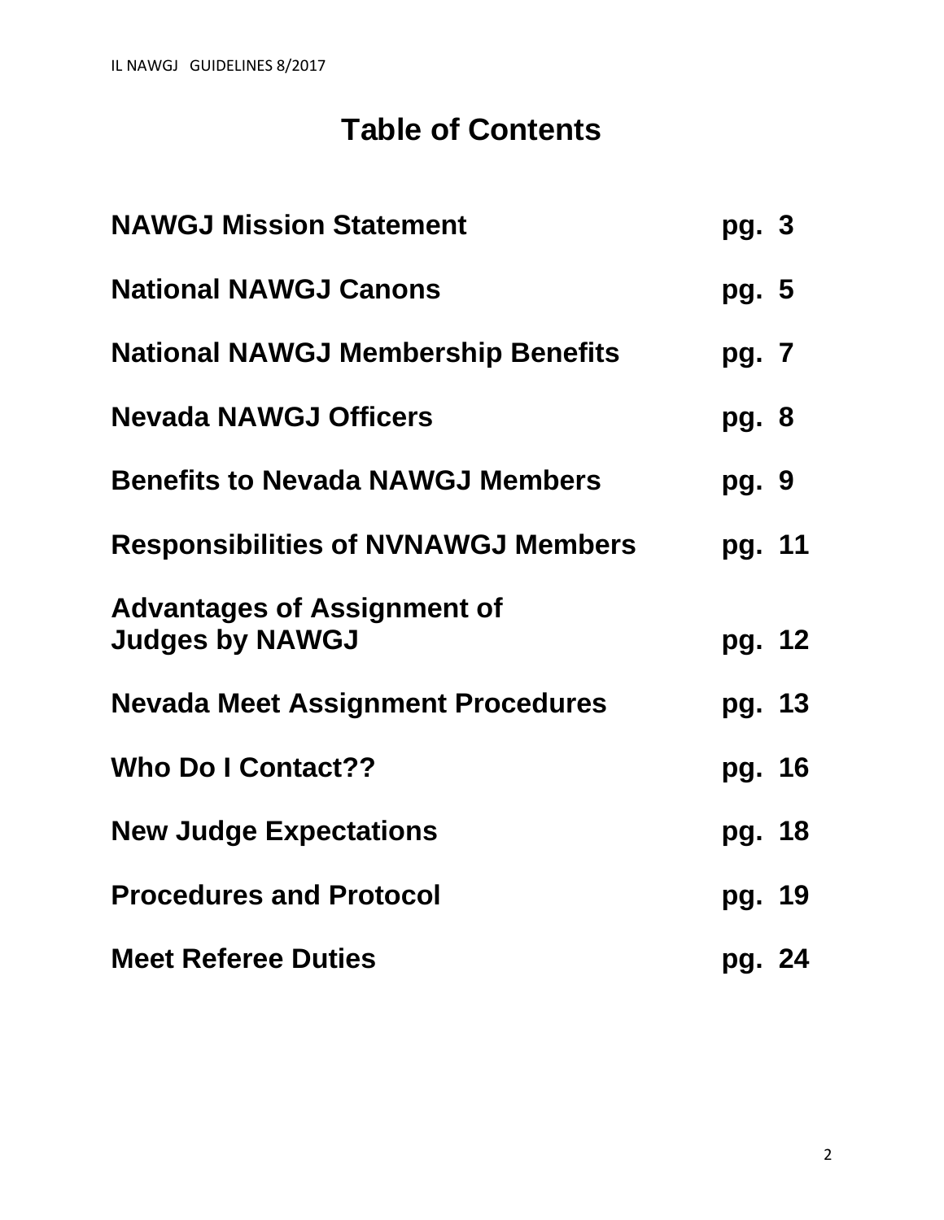# Table of Contents

**NAWGJ Mission Statement** pg. 3

**National NAWGJ Canons** pg. 5

**National NAWGJ Membership Benefits** pg. 7

**Nevada NAWGJ Officers** pg. 8

**Benefits to Nevada NAWGJ Members** pg. 9

**Responsibilities of NVNAWGJ Members** pg. 11

**Advantages of Assignment of Judges by NAWGJ** pg. 12

**Nevada Meet Assignment Procedures** pg. 13

**Who Do I Contact??** pg. 16

**New Judge Expectations** pg. 18

**Procedures and Protocol** pg. 19

**Meet Referee Duties** pg. 24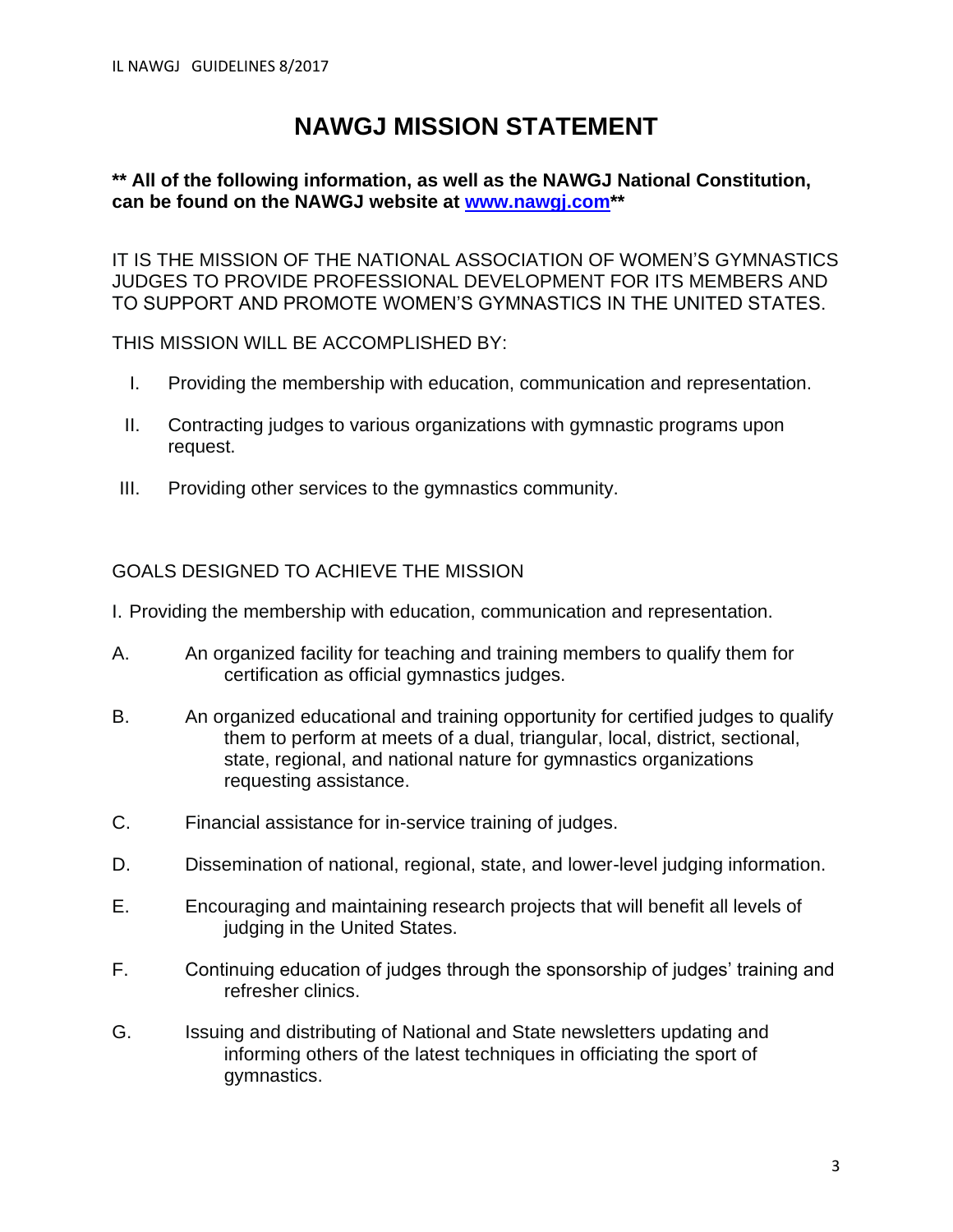# NAWGJ MISSION STATEMENT

**\*\* All of the following information, as well as the NAWGJ National Constitution, can be found on the NAWGJ website at [www.nawgj.com](http://www.nawgj.com)\*\***

IT IS THE MISSION OF THE NATIONAL ASSOCIATION OF WOMEN'S GYMNASTICS JUDGES TO PROVIDE PROFESSIONAL DEVELOPMENT FOR ITS MEMBERS AND TO SUPPORT AND PROMOTE WOMEN'S GYMNASTICS IN THE UNITED STATES.

THIS MISSION WILL BE ACCOMPLISHED BY:

I. Providing the membership with education, communication and representation.

II. Contracting judges to various organizations with gymnastic programs upon request.

III. Providing other services to the gymnastics community.

GOALS DESIGNED TO ACHIEVE THE MISSION

I. Providing the membership with education, communication and representation.

A. An organized facility for teaching and training members to qualify them for certification as official gymnastics judges.

B. An organized educational and training opportunity for certified judges to qualify them to perform at meets of a dual, triangular, local, district, sectional, state, regional, and national nature for gymnastics organizations requesting assistance.

C. Financial assistance for in-service training of judges.

D. Dissemination of national, regional, state, and lower-level judging information.

E. Encouraging and maintaining research projects that will benefit all levels of judging in the United States.

F. Continuing education of judges through the sponsorship of judges' training and refresher clinics.

G. Issuing and distributing of National and State newsletters updating and informing others of the latest techniques in officiating the sport of gymnastics.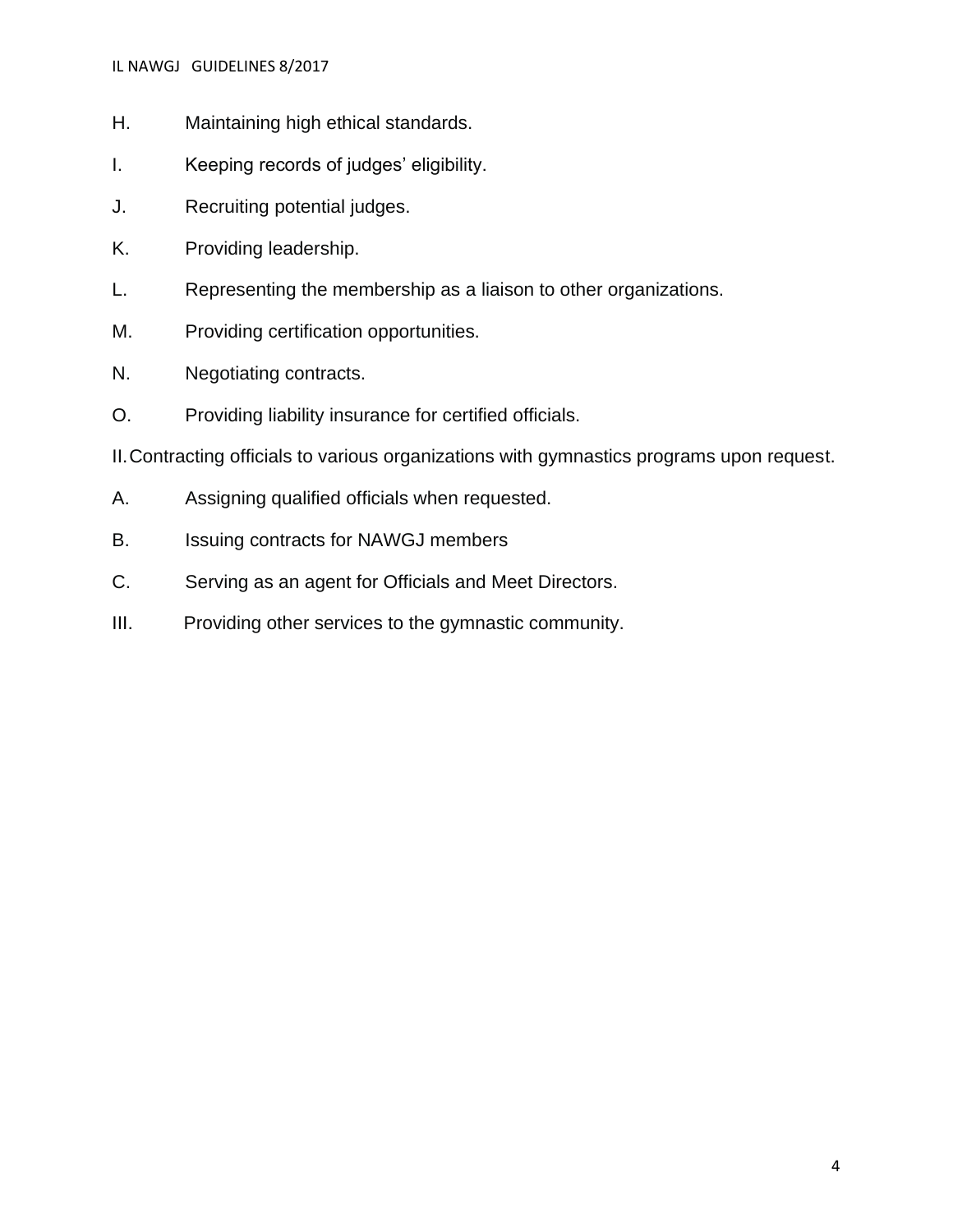H. Maintaining high ethical standards.

I. Keeping records of judges' eligibility.

J. Recruiting potential judges.

K. Providing leadership.

L. Representing the membership as a liaison to other organizations.

M. Providing certification opportunities.

N. Negotiating contracts.

O. Providing liability insurance for certified officials.

II. Contracting officials to various organizations with gymnastics programs upon request.

A. Assigning qualified officials when requested.

B. Issuing contracts for NAWGJ members

C. Serving as an agent for Officials and Meet Directors.

III. Providing other services to the gymnastic community.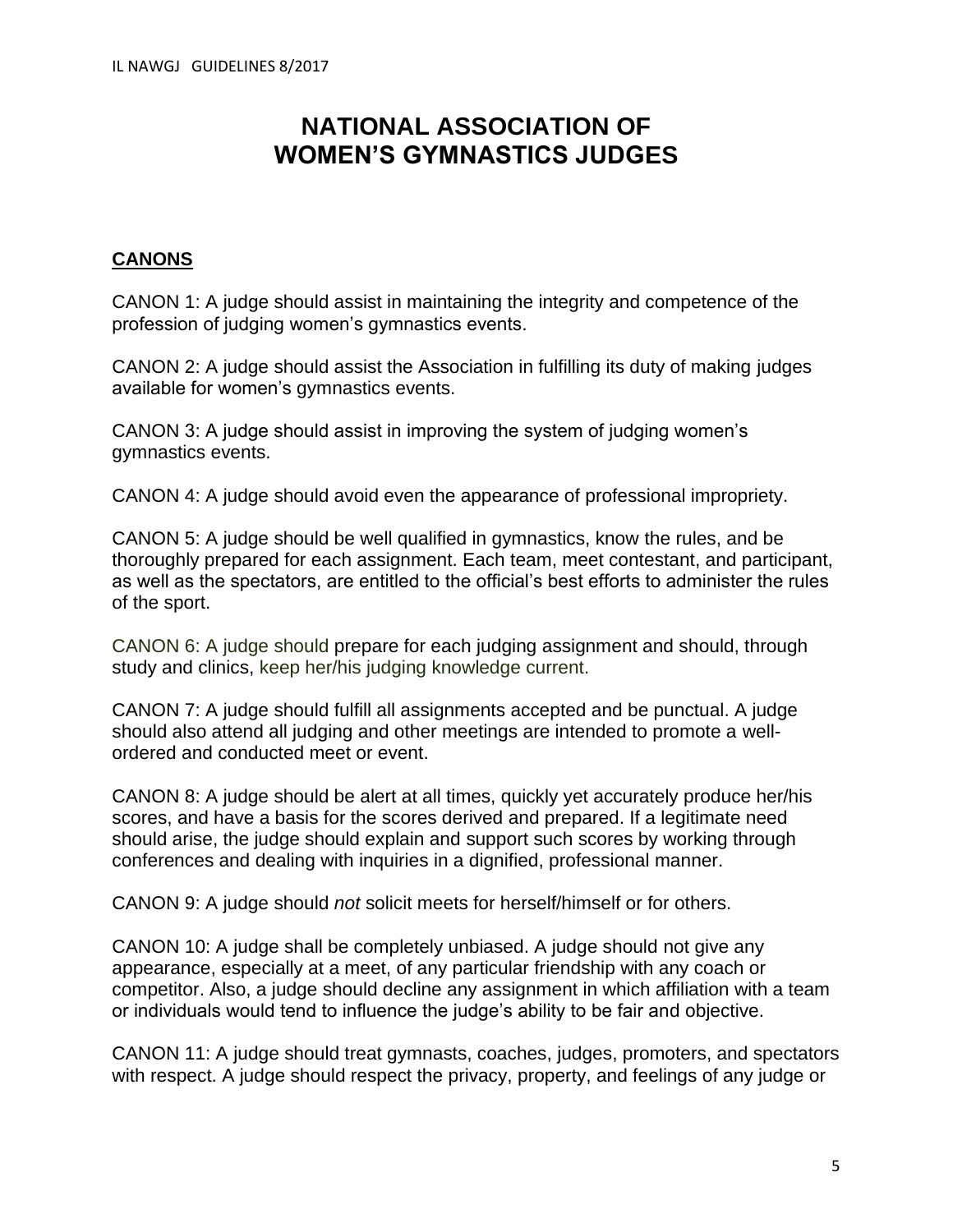# NATIONAL ASSOCIATION OF WOMEN'S GYMNASTICS JUDGES

## CANONS

CANON 1: A judge should assist in maintaining the integrity and competence of the profession of judging women's gymnastics events.

CANON 2: A judge should assist the Association in fulfilling its duty of making judges available for women's gymnastics events.

CANON 3: A judge should assist in improving the system of judging women's gymnastics events.

CANON 4: A judge should avoid even the appearance of professional impropriety.

CANON 5: A judge should be well qualified in gymnastics, know the rules, and be thoroughly prepared for each assignment. Each team, meet contestant, and participant, as well as the spectators, are entitled to the official's best efforts to administer the rules of the sport.

CANON 6: A judge should prepare for each judging assignment and should, through study and clinics, keep her/his judging knowledge current.

CANON 7: A judge should fulfill all assignments accepted and be punctual. A judge should also attend all judging and other meetings are intended to promote a well-ordered and conducted meet or event.

CANON 8: A judge should be alert at all times, quickly yet accurately produce her/his scores, and have a basis for the scores derived and prepared. If a legitimate need should arise, the judge should explain and support such scores by working through conferences and dealing with inquiries in a dignified, professional manner.

CANON 9: A judge should *not* solicit meets for herself/himself or for others.

CANON 10: A judge shall be completely unbiased. A judge should not give any appearance, especially at a meet, of any particular friendship with any coach or competitor. Also, a judge should decline any assignment in which affiliation with a team or individuals would tend to influence the judge's ability to be fair and objective.

CANON 11: A judge should treat gymnasts, coaches, judges, promoters, and spectators with respect. A judge should respect the privacy, property, and feelings of any judge or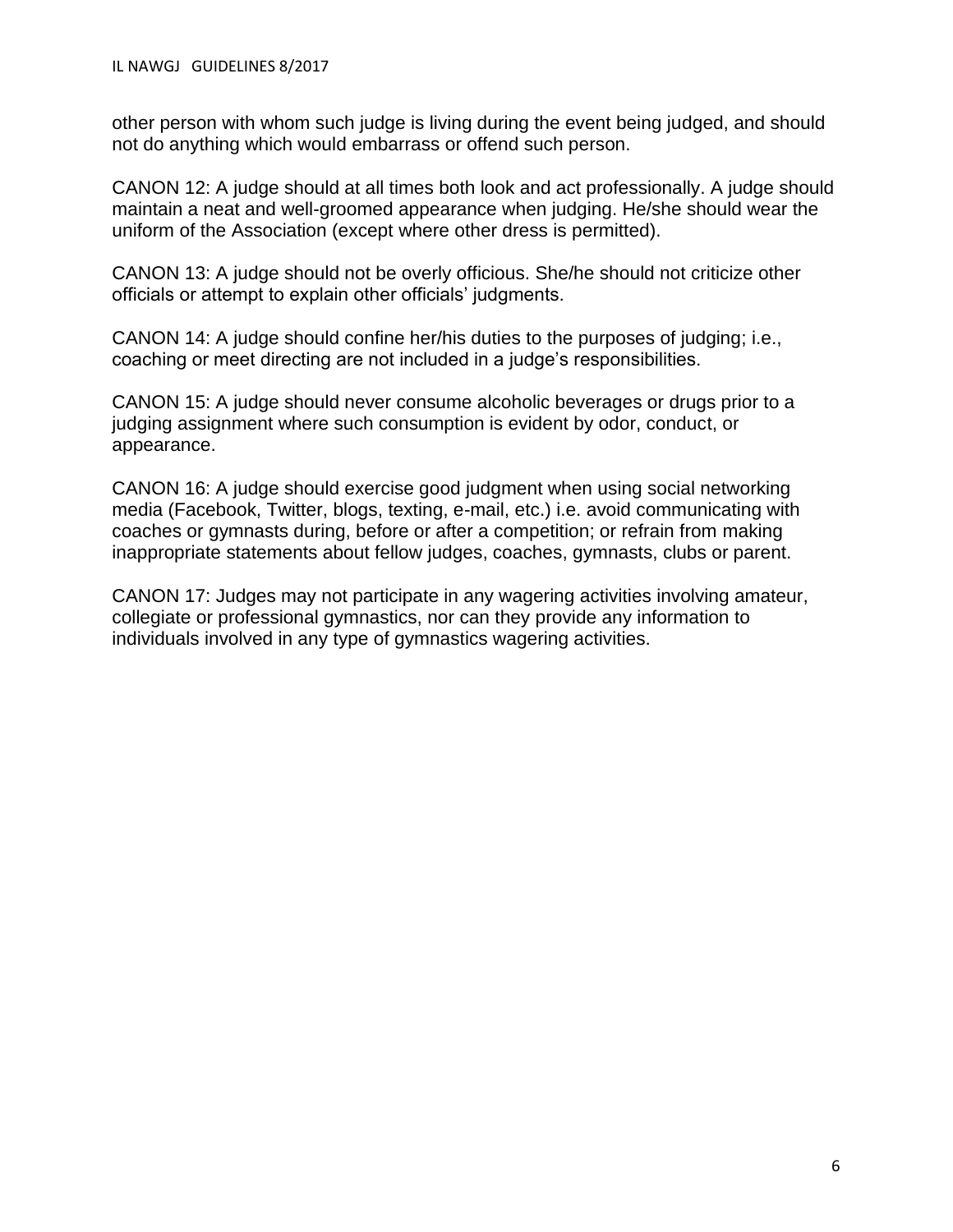other person with whom such judge is living during the event being judged, and should not do anything which would embarrass or offend such person.

CANON 12: A judge should at all times both look and act professionally. A judge should maintain a neat and well-groomed appearance when judging. He/she should wear the uniform of the Association (except where other dress is permitted).

CANON 13: A judge should not be overly officious. She/he should not criticize other officials or attempt to explain other officials' judgments.

CANON 14: A judge should confine her/his duties to the purposes of judging; i.e., coaching or meet directing are not included in a judge's responsibilities.

CANON 15: A judge should never consume alcoholic beverages or drugs prior to a judging assignment where such consumption is evident by odor, conduct, or appearance.

CANON 16: A judge should exercise good judgment when using social networking media (Facebook, Twitter, blogs, texting, e-mail, etc.) i.e. avoid communicating with coaches or gymnasts during, before or after a competition; or refrain from making inappropriate statements about fellow judges, coaches, gymnasts, clubs or parent.

CANON 17: Judges may not participate in any wagering activities involving amateur, collegiate or professional gymnastics, nor can they provide any information to individuals involved in any type of gymnastics wagering activities.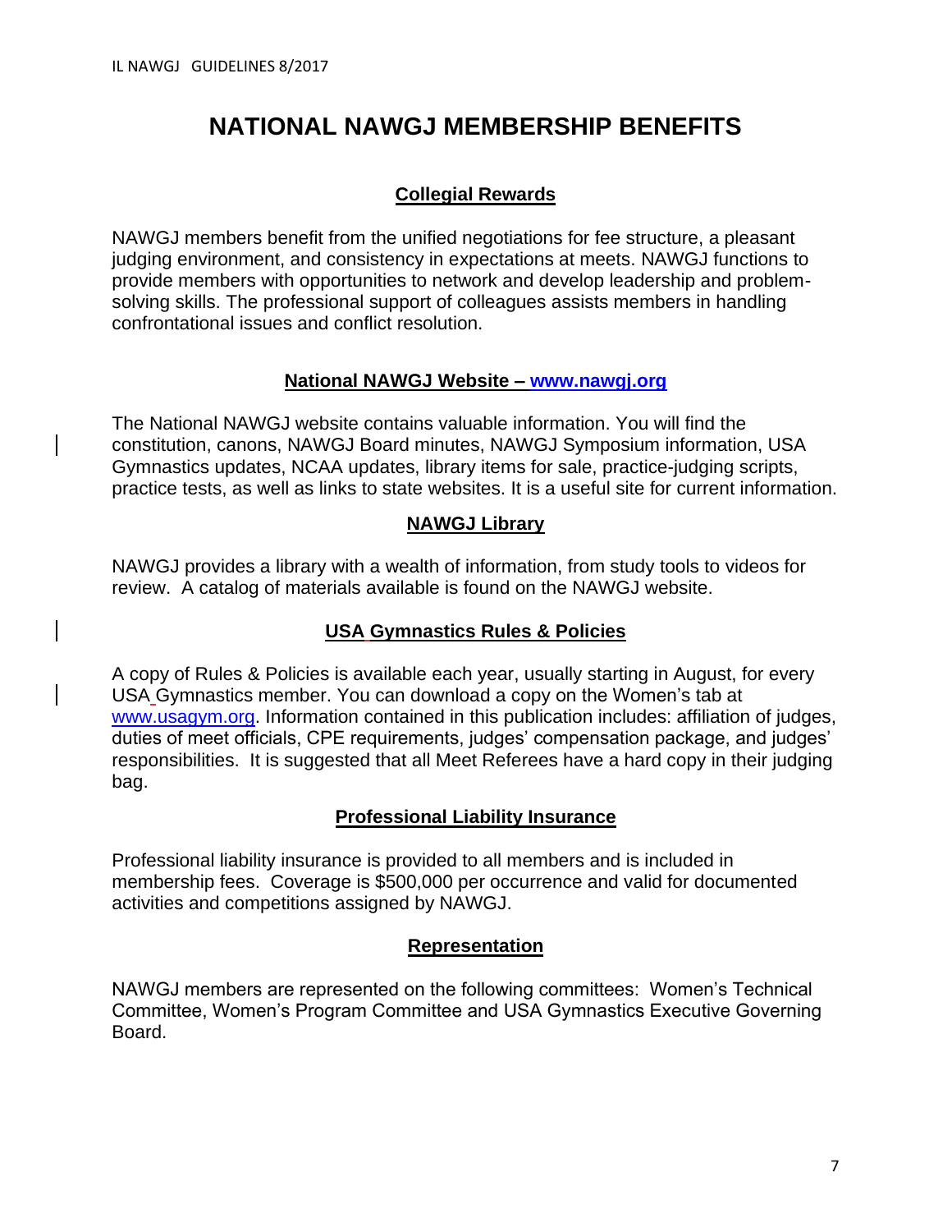# NATIONAL NAWGJ MEMBERSHIP BENEFITS

## Collegial Rewards

NAWGJ members benefit from the unified negotiations for fee structure, a pleasant judging environment, and consistency in expectations at meets. NAWGJ functions to provide members with opportunities to network and develop leadership and problem-solving skills. The professional support of colleagues assists members in handling confrontational issues and conflict resolution.

## National NAWGJ Website – www.nawgj.org

The National NAWGJ website contains valuable information. You will find the constitution, canons, NAWGJ Board minutes, NAWGJ Symposium information, USA Gymnastics updates, NCAA updates, library items for sale, practice-judging scripts, practice tests, as well as links to state websites. It is a useful site for current information.

## NAWGJ Library

NAWGJ provides a library with a wealth of information, from study tools to videos for review. A catalog of materials available is found on the NAWGJ website.

## USA Gymnastics Rules & Policies

A copy of Rules & Policies is available each year, usually starting in August, for every USA Gymnastics member. You can download a copy on the Women's tab at www.usagym.org. Information contained in this publication includes: affiliation of judges, duties of meet officials, CPE requirements, judges' compensation package, and judges' responsibilities. It is suggested that all Meet Referees have a hard copy in their judging bag.

## Professional Liability Insurance

Professional liability insurance is provided to all members and is included in membership fees. Coverage is $500,000 per occurrence and valid for documented activities and competitions assigned by NAWGJ.

## Representation

NAWGJ members are represented on the following committees: Women's Technical Committee, Women's Program Committee and USA Gymnastics Executive Governing Board.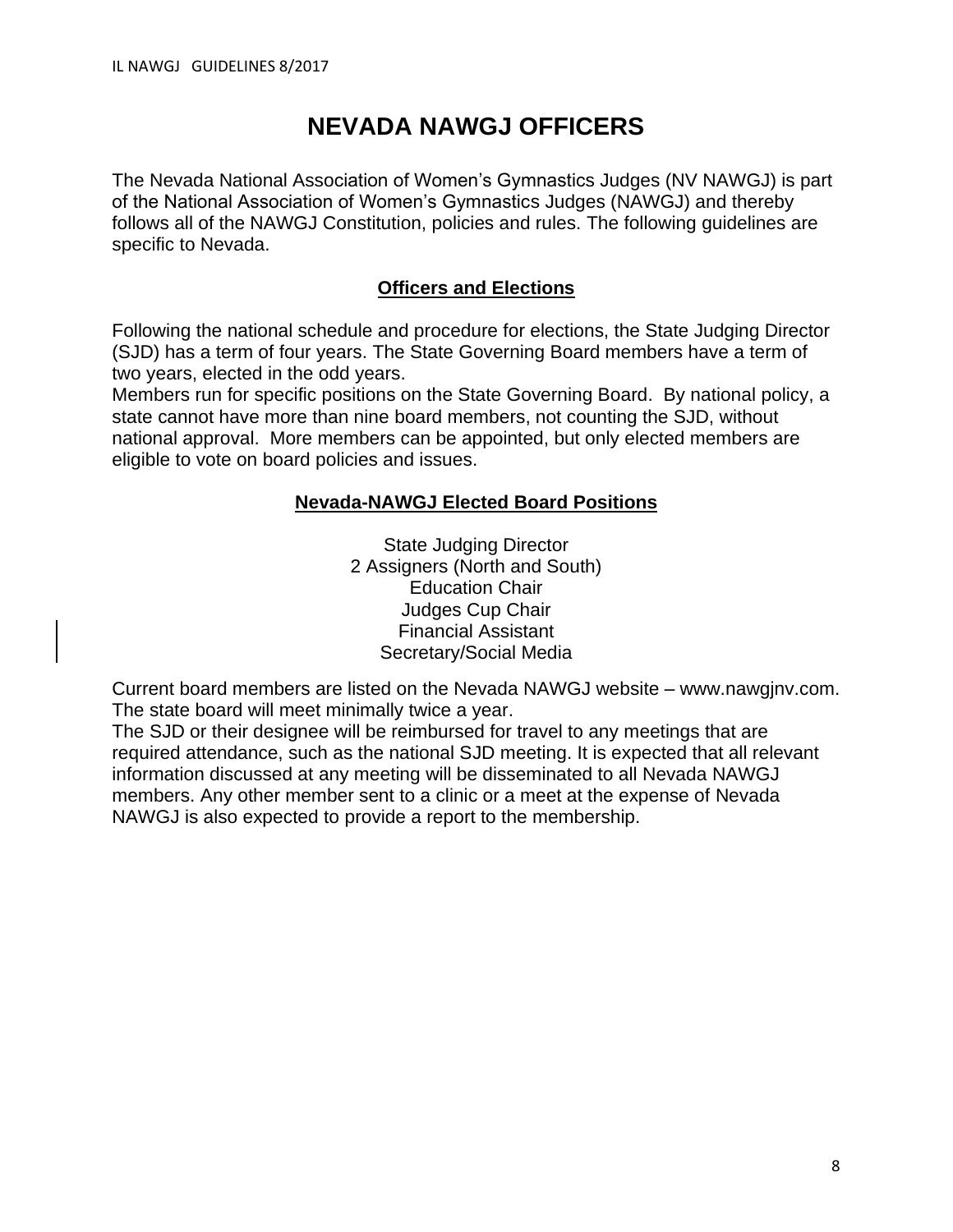# NEVADA NAWGJ OFFICERS

The Nevada National Association of Women's Gymnastics Judges (NV NAWGJ) is part of the National Association of Women's Gymnastics Judges (NAWGJ) and thereby follows all of the NAWGJ Constitution, policies and rules. The following guidelines are specific to Nevada.

## Officers and Elections

Following the national schedule and procedure for elections, the State Judging Director (SJD) has a term of four years. The State Governing Board members have a term of two years, elected in the odd years.

Members run for specific positions on the State Governing Board. By national policy, a state cannot have more than nine board members, not counting the SJD, without national approval. More members can be appointed, but only elected members are eligible to vote on board policies and issues.

## Nevada-NAWGJ Elected Board Positions

State Judging Director
2 Assigners (North and South)
Education Chair
Judges Cup Chair
Financial Assistant
Secretary/Social Media

Current board members are listed on the Nevada NAWGJ website – www.nawgjnv.com.

The state board will meet minimally twice a year.

The SJD or their designee will be reimbursed for travel to any meetings that are required attendance, such as the national SJD meeting. It is expected that all relevant information discussed at any meeting will be disseminated to all Nevada NAWGJ members. Any other member sent to a clinic or a meet at the expense of Nevada NAWGJ is also expected to provide a report to the membership.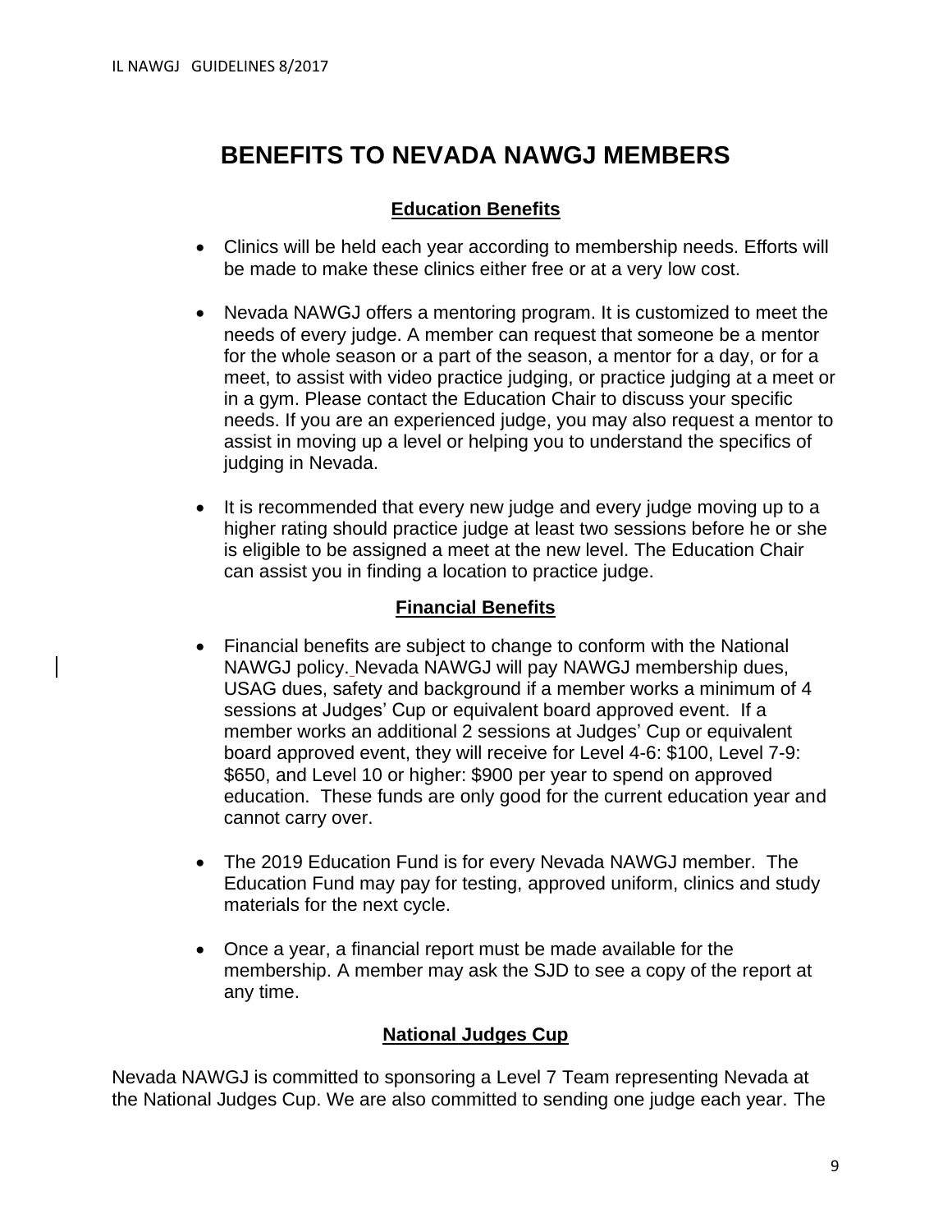# BENEFITS TO NEVADA NAWGJ MEMBERS

## Education Benefits

- Clinics will be held each year according to membership needs. Efforts will be made to make these clinics either free or at a very low cost.
- Nevada NAWGJ offers a mentoring program. It is customized to meet the needs of every judge. A member can request that someone be a mentor for the whole season or a part of the season, a mentor for a day, or for a meet, to assist with video practice judging, or practice judging at a meet or in a gym. Please contact the Education Chair to discuss your specific needs. If you are an experienced judge, you may also request a mentor to assist in moving up a level or helping you to understand the specifics of judging in Nevada.
- It is recommended that every new judge and every judge moving up to a higher rating should practice judge at least two sessions before he or she is eligible to be assigned a meet at the new level. The Education Chair can assist you in finding a location to practice judge.

## Financial Benefits

- Financial benefits are subject to change to conform with the National NAWGJ policy. Nevada NAWGJ will pay NAWGJ membership dues, USAG dues, safety and background if a member works a minimum of 4 sessions at Judges' Cup or equivalent board approved event. If a member works an additional 2 sessions at Judges' Cup or equivalent board approved event, they will receive for Level 4-6: $100, Level 7-9: $650, and Level 10 or higher: $900 per year to spend on approved education. These funds are only good for the current education year and cannot carry over.
- The 2019 Education Fund is for every Nevada NAWGJ member. The Education Fund may pay for testing, approved uniform, clinics and study materials for the next cycle.
- Once a year, a financial report must be made available for the membership. A member may ask the SJD to see a copy of the report at any time.

## National Judges Cup

Nevada NAWGJ is committed to sponsoring a Level 7 Team representing Nevada at the National Judges Cup. We are also committed to sending one judge each year. The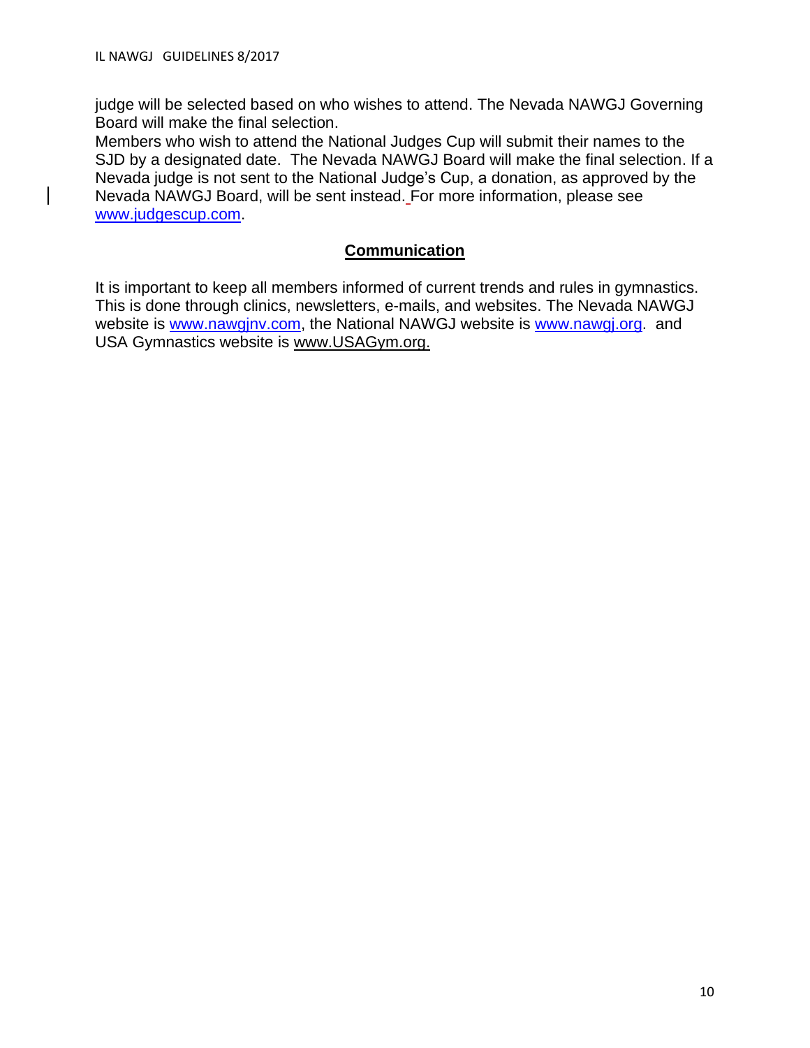judge will be selected based on who wishes to attend. The Nevada NAWGJ Governing Board will make the final selection.
Members who wish to attend the National Judges Cup will submit their names to the SJD by a designated date. The Nevada NAWGJ Board will make the final selection. If a Nevada judge is not sent to the National Judge's Cup, a donation, as approved by the Nevada NAWGJ Board, will be sent instead. For more information, please see www.judgescup.com.

## Communication

It is important to keep all members informed of current trends and rules in gymnastics. This is done through clinics, newsletters, e-mails, and websites. The Nevada NAWGJ website is www.nawgjnv.com, the National NAWGJ website is www.nawgj.org. and USA Gymnastics website is www.USAGym.org.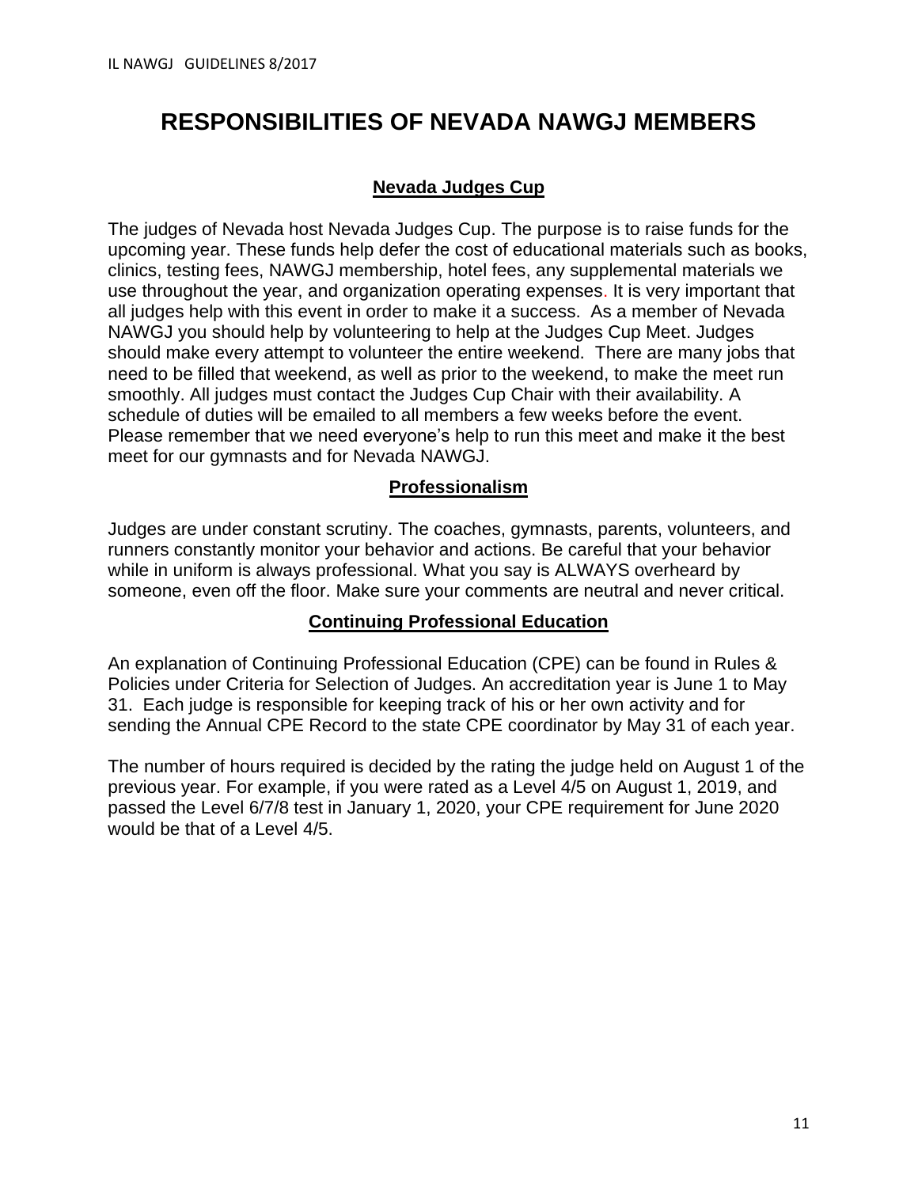# RESPONSIBILITIES OF NEVADA NAWGJ MEMBERS

## Nevada Judges Cup

The judges of Nevada host Nevada Judges Cup. The purpose is to raise funds for the upcoming year. These funds help defer the cost of educational materials such as books, clinics, testing fees, NAWGJ membership, hotel fees, any supplemental materials we use throughout the year, and organization operating expenses. It is very important that all judges help with this event in order to make it a success. As a member of Nevada NAWGJ you should help by volunteering to help at the Judges Cup Meet. Judges should make every attempt to volunteer the entire weekend. There are many jobs that need to be filled that weekend, as well as prior to the weekend, to make the meet run smoothly. All judges must contact the Judges Cup Chair with their availability. A schedule of duties will be emailed to all members a few weeks before the event. Please remember that we need everyone's help to run this meet and make it the best meet for our gymnasts and for Nevada NAWGJ.

## Professionalism

Judges are under constant scrutiny. The coaches, gymnasts, parents, volunteers, and runners constantly monitor your behavior and actions. Be careful that your behavior while in uniform is always professional. What you say is ALWAYS overheard by someone, even off the floor. Make sure your comments are neutral and never critical.

## Continuing Professional Education

An explanation of Continuing Professional Education (CPE) can be found in Rules & Policies under Criteria for Selection of Judges. An accreditation year is June 1 to May 31. Each judge is responsible for keeping track of his or her own activity and for sending the Annual CPE Record to the state CPE coordinator by May 31 of each year.

The number of hours required is decided by the rating the judge held on August 1 of the previous year. For example, if you were rated as a Level 4/5 on August 1, 2019, and passed the Level 6/7/8 test in January 1, 2020, your CPE requirement for June 2020 would be that of a Level 4/5.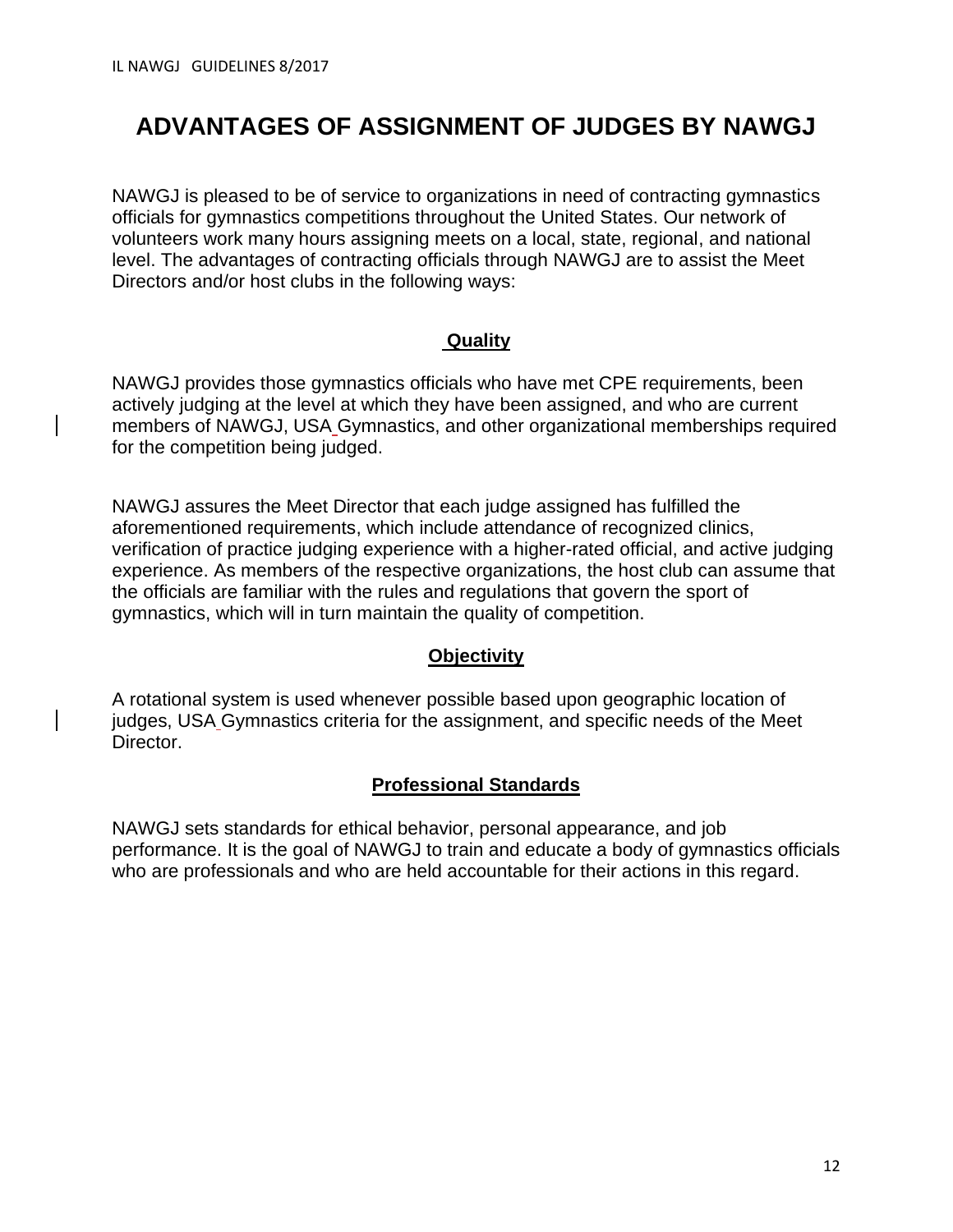# ADVANTAGES OF ASSIGNMENT OF JUDGES BY NAWGJ

NAWGJ is pleased to be of service to organizations in need of contracting gymnastics officials for gymnastics competitions throughout the United States. Our network of volunteers work many hours assigning meets on a local, state, regional, and national level. The advantages of contracting officials through NAWGJ are to assist the Meet Directors and/or host clubs in the following ways:

## Quality

NAWGJ provides those gymnastics officials who have met CPE requirements, been actively judging at the level at which they have been assigned, and who are current members of NAWGJ, USA Gymnastics, and other organizational memberships required for the competition being judged.

NAWGJ assures the Meet Director that each judge assigned has fulfilled the aforementioned requirements, which include attendance of recognized clinics, verification of practice judging experience with a higher-rated official, and active judging experience. As members of the respective organizations, the host club can assume that the officials are familiar with the rules and regulations that govern the sport of gymnastics, which will in turn maintain the quality of competition.

## Objectivity

A rotational system is used whenever possible based upon geographic location of judges, USA Gymnastics criteria for the assignment, and specific needs of the Meet Director.

## Professional Standards

NAWGJ sets standards for ethical behavior, personal appearance, and job performance. It is the goal of NAWGJ to train and educate a body of gymnastics officials who are professionals and who are held accountable for their actions in this regard.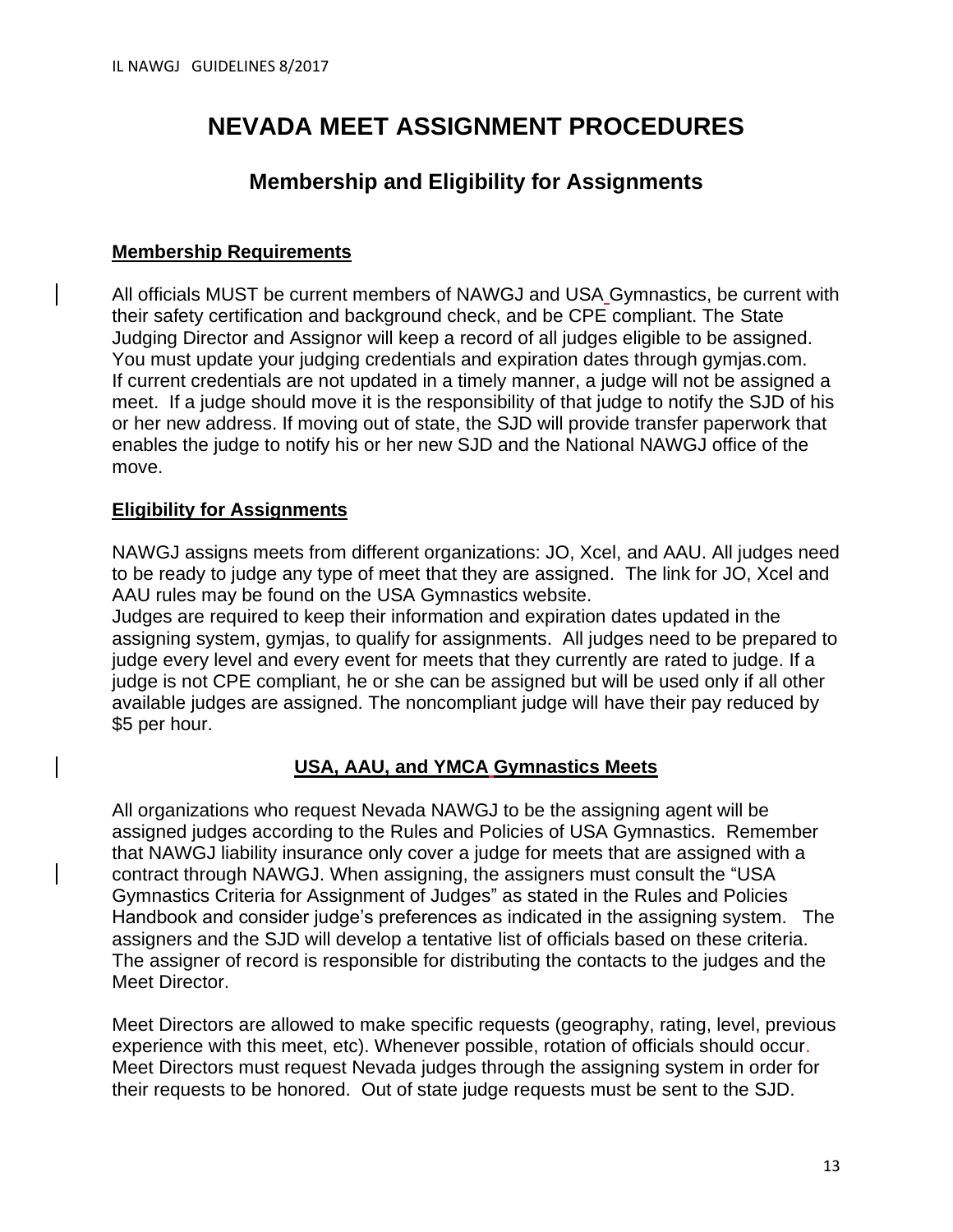# NEVADA MEET ASSIGNMENT PROCEDURES

## Membership and Eligibility for Assignments

### Membership Requirements

All officials MUST be current members of NAWGJ and USA Gymnastics, be current with their safety certification and background check, and be CPE compliant. The State Judging Director and Assignor will keep a record of all judges eligible to be assigned. You must update your judging credentials and expiration dates through gymjas.com. If current credentials are not updated in a timely manner, a judge will not be assigned a meet. If a judge should move it is the responsibility of that judge to notify the SJD of his or her new address. If moving out of state, the SJD will provide transfer paperwork that enables the judge to notify his or her new SJD and the National NAWGJ office of the move.

### Eligibility for Assignments

NAWGJ assigns meets from different organizations: JO, Xcel, and AAU. All judges need to be ready to judge any type of meet that they are assigned. The link for JO, Xcel and AAU rules may be found on the USA Gymnastics website.
Judges are required to keep their information and expiration dates updated in the assigning system, gymjas, to qualify for assignments. All judges need to be prepared to judge every level and every event for meets that they currently are rated to judge. If a judge is not CPE compliant, he or she can be assigned but will be used only if all other available judges are assigned. The noncompliant judge will have their pay reduced by $5 per hour.

### USA, AAU, and YMCA Gymnastics Meets

All organizations who request Nevada NAWGJ to be the assigning agent will be assigned judges according to the Rules and Policies of USA Gymnastics. Remember that NAWGJ liability insurance only cover a judge for meets that are assigned with a contract through NAWGJ. When assigning, the assigners must consult the "USA Gymnastics Criteria for Assignment of Judges" as stated in the Rules and Policies Handbook and consider judge's preferences as indicated in the assigning system. The assigners and the SJD will develop a tentative list of officials based on these criteria. The assigner of record is responsible for distributing the contacts to the judges and the Meet Director.

Meet Directors are allowed to make specific requests (geography, rating, level, previous experience with this meet, etc). Whenever possible, rotation of officials should occur. Meet Directors must request Nevada judges through the assigning system in order for their requests to be honored. Out of state judge requests must be sent to the SJD.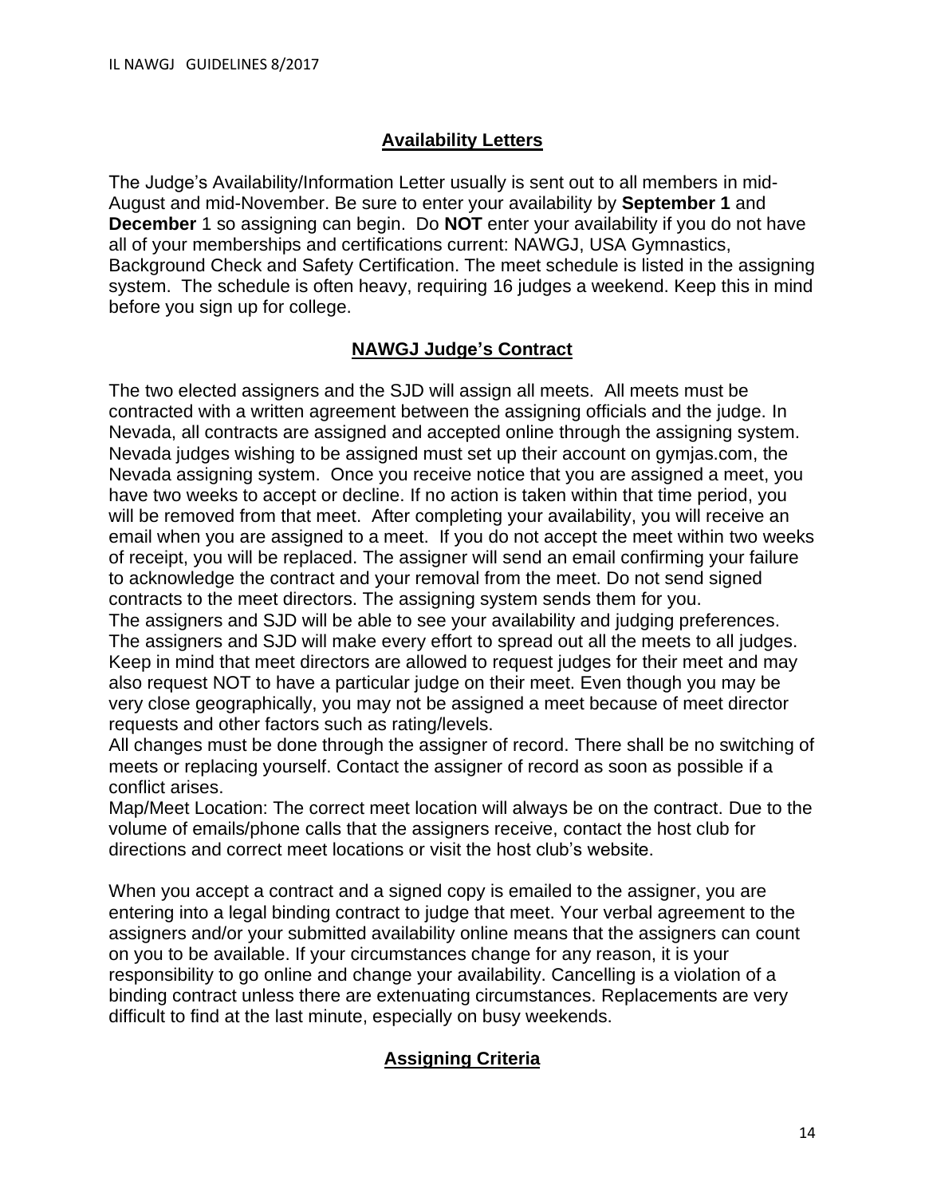## Availability Letters

The Judge's Availability/Information Letter usually is sent out to all members in mid-August and mid-November. Be sure to enter your availability by **September 1** and **December** 1 so assigning can begin. Do **NOT** enter your availability if you do not have all of your memberships and certifications current: NAWGJ, USA Gymnastics, Background Check and Safety Certification. The meet schedule is listed in the assigning system. The schedule is often heavy, requiring 16 judges a weekend. Keep this in mind before you sign up for college.

## NAWGJ Judge's Contract

The two elected assigners and the SJD will assign all meets. All meets must be contracted with a written agreement between the assigning officials and the judge. In Nevada, all contracts are assigned and accepted online through the assigning system. Nevada judges wishing to be assigned must set up their account on gymjas.com, the Nevada assigning system. Once you receive notice that you are assigned a meet, you have two weeks to accept or decline. If no action is taken within that time period, you will be removed from that meet. After completing your availability, you will receive an email when you are assigned to a meet. If you do not accept the meet within two weeks of receipt, you will be replaced. The assigner will send an email confirming your failure to acknowledge the contract and your removal from the meet. Do not send signed contracts to the meet directors. The assigning system sends them for you.
The assigners and SJD will be able to see your availability and judging preferences. The assigners and SJD will make every effort to spread out all the meets to all judges. Keep in mind that meet directors are allowed to request judges for their meet and may also request NOT to have a particular judge on their meet. Even though you may be very close geographically, you may not be assigned a meet because of meet director requests and other factors such as rating/levels.
All changes must be done through the assigner of record. There shall be no switching of meets or replacing yourself. Contact the assigner of record as soon as possible if a conflict arises.
Map/Meet Location: The correct meet location will always be on the contract. Due to the volume of emails/phone calls that the assigners receive, contact the host club for directions and correct meet locations or visit the host club's website.

When you accept a contract and a signed copy is emailed to the assigner, you are entering into a legal binding contract to judge that meet. Your verbal agreement to the assigners and/or your submitted availability online means that the assigners can count on you to be available. If your circumstances change for any reason, it is your responsibility to go online and change your availability. Cancelling is a violation of a binding contract unless there are extenuating circumstances. Replacements are very difficult to find at the last minute, especially on busy weekends.

## Assigning Criteria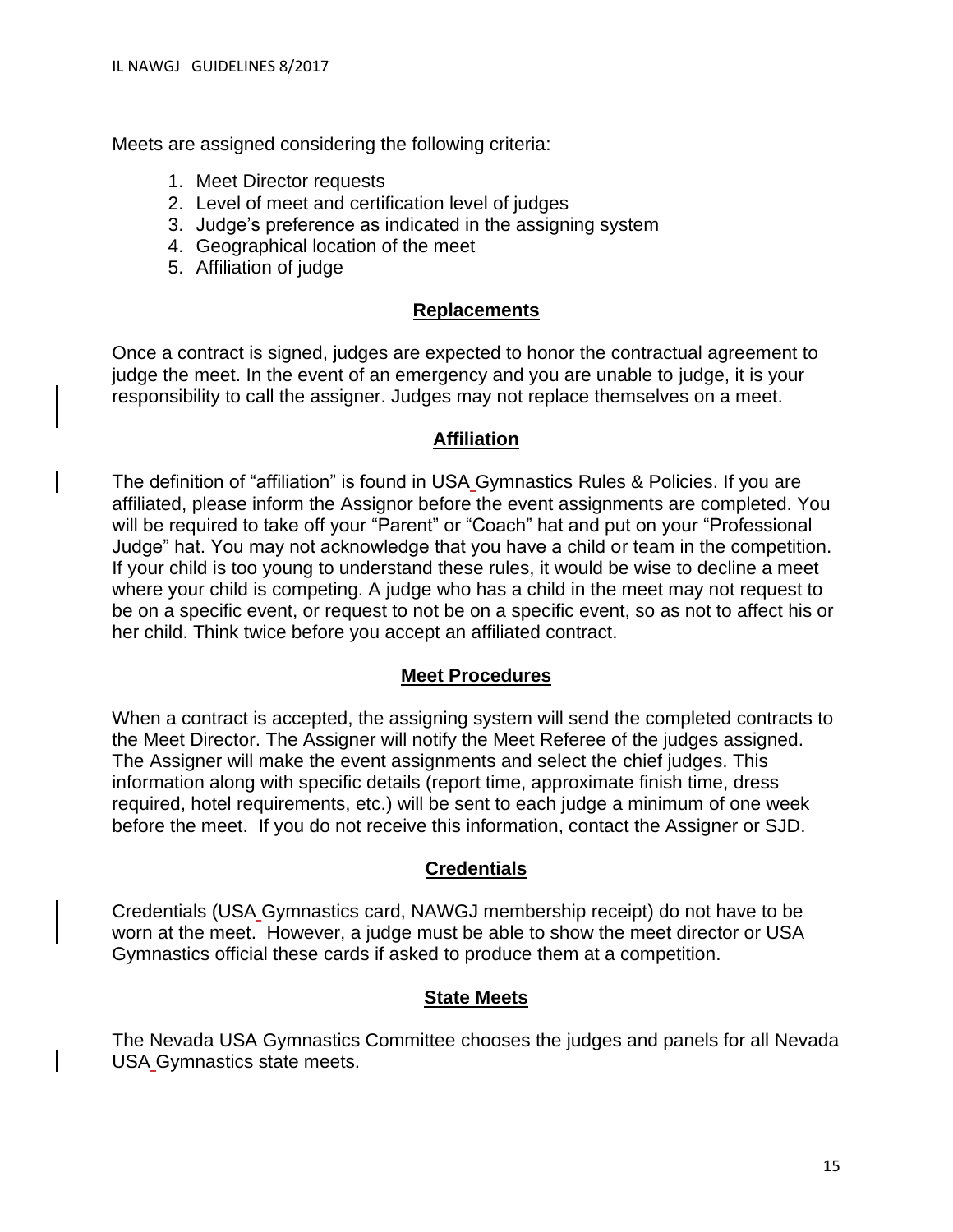Meets are assigned considering the following criteria:

1. Meet Director requests
2. Level of meet and certification level of judges
3. Judge's preference as indicated in the assigning system
4. Geographical location of the meet
5. Affiliation of judge

## Replacements

Once a contract is signed, judges are expected to honor the contractual agreement to judge the meet. In the event of an emergency and you are unable to judge, it is your responsibility to call the assigner. Judges may not replace themselves on a meet.

## Affiliation

The definition of "affiliation" is found in USA Gymnastics Rules & Policies. If you are affiliated, please inform the Assignor before the event assignments are completed. You will be required to take off your "Parent" or "Coach" hat and put on your "Professional Judge" hat. You may not acknowledge that you have a child or team in the competition. If your child is too young to understand these rules, it would be wise to decline a meet where your child is competing. A judge who has a child in the meet may not request to be on a specific event, or request to not be on a specific event, so as not to affect his or her child. Think twice before you accept an affiliated contract.

## Meet Procedures

When a contract is accepted, the assigning system will send the completed contracts to the Meet Director. The Assigner will notify the Meet Referee of the judges assigned. The Assigner will make the event assignments and select the chief judges. This information along with specific details (report time, approximate finish time, dress required, hotel requirements, etc.) will be sent to each judge a minimum of one week before the meet. If you do not receive this information, contact the Assigner or SJD.

## Credentials

Credentials (USA Gymnastics card, NAWGJ membership receipt) do not have to be worn at the meet. However, a judge must be able to show the meet director or USA Gymnastics official these cards if asked to produce them at a competition.

## State Meets

The Nevada USA Gymnastics Committee chooses the judges and panels for all Nevada USA Gymnastics state meets.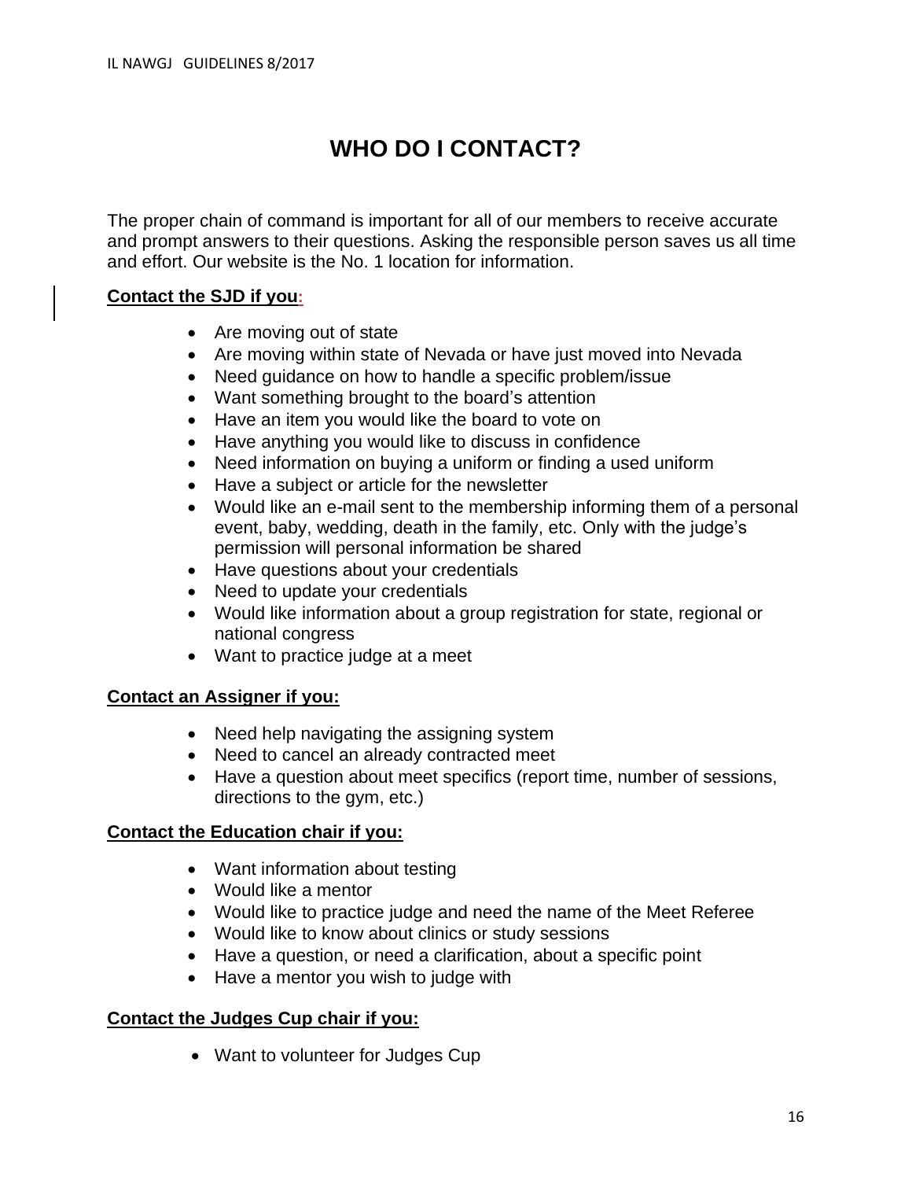# WHO DO I CONTACT?

The proper chain of command is important for all of our members to receive accurate and prompt answers to their questions. Asking the responsible person saves us all time and effort. Our website is the No. 1 location for information.

**Contact the SJD if you:**

- Are moving out of state
- Are moving within state of Nevada or have just moved into Nevada
- Need guidance on how to handle a specific problem/issue
- Want something brought to the board's attention
- Have an item you would like the board to vote on
- Have anything you would like to discuss in confidence
- Need information on buying a uniform or finding a used uniform
- Have a subject or article for the newsletter
- Would like an e-mail sent to the membership informing them of a personal event, baby, wedding, death in the family, etc. Only with the judge's permission will personal information be shared
- Have questions about your credentials
- Need to update your credentials
- Would like information about a group registration for state, regional or national congress
- Want to practice judge at a meet

**Contact an Assigner if you:**

- Need help navigating the assigning system
- Need to cancel an already contracted meet
- Have a question about meet specifics (report time, number of sessions, directions to the gym, etc.)

**Contact the Education chair if you:**

- Want information about testing
- Would like a mentor
- Would like to practice judge and need the name of the Meet Referee
- Would like to know about clinics or study sessions
- Have a question, or need a clarification, about a specific point
- Have a mentor you wish to judge with

**Contact the Judges Cup chair if you:**

- Want to volunteer for Judges Cup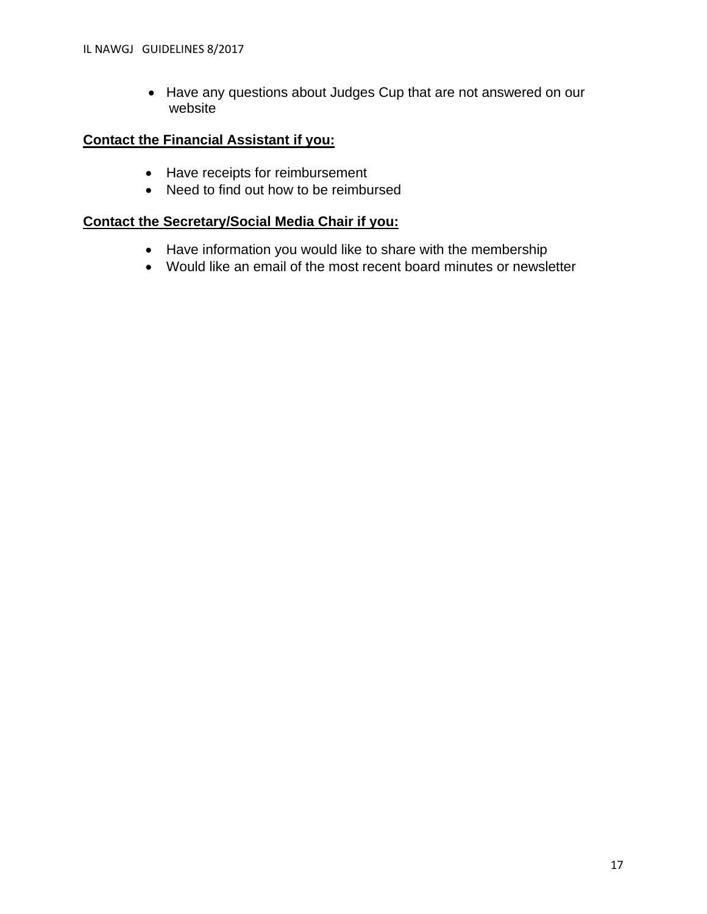- Have any questions about Judges Cup that are not answered on our website

**Contact the Financial Assistant if you:**

- Have receipts for reimbursement
- Need to find out how to be reimbursed

**Contact the Secretary/Social Media Chair if you:**

- Have information you would like to share with the membership
- Would like an email of the most recent board minutes or newsletter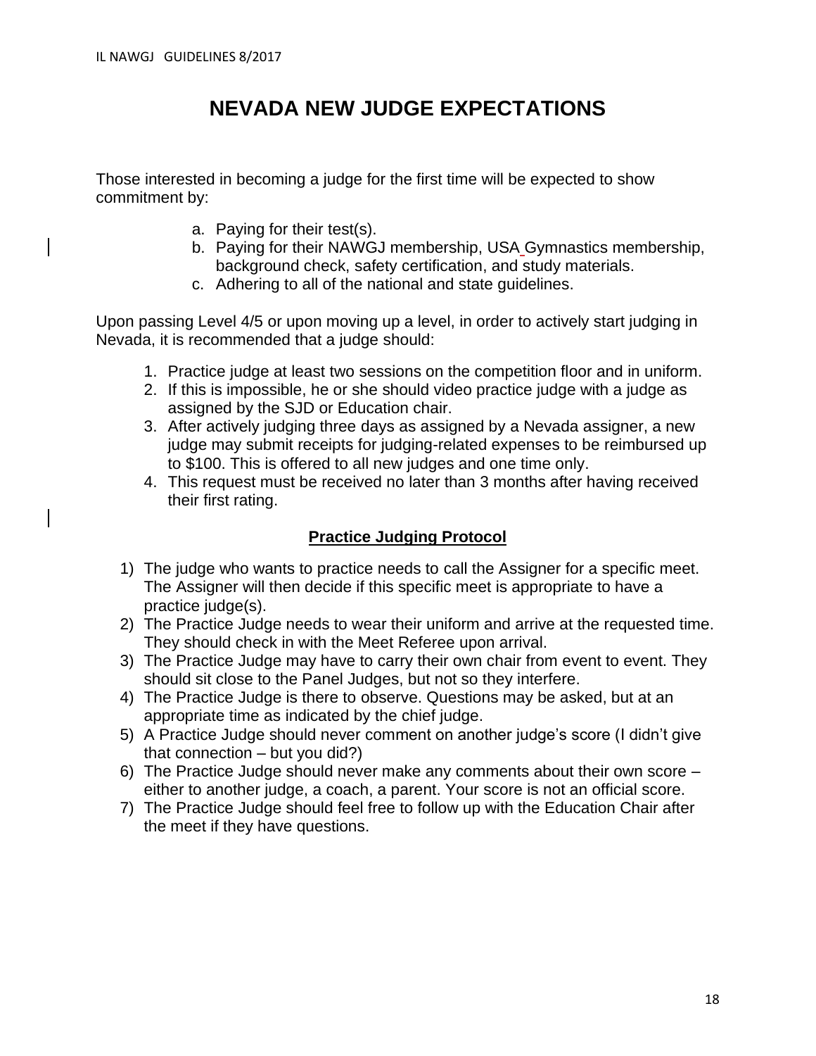# NEVADA NEW JUDGE EXPECTATIONS

Those interested in becoming a judge for the first time will be expected to show commitment by:

a. Paying for their test(s).
b. Paying for their NAWGJ membership, USA Gymnastics membership, background check, safety certification, and study materials.
c. Adhering to all of the national and state guidelines.

Upon passing Level 4/5 or upon moving up a level, in order to actively start judging in Nevada, it is recommended that a judge should:

1. Practice judge at least two sessions on the competition floor and in uniform.
2. If this is impossible, he or she should video practice judge with a judge as assigned by the SJD or Education chair.
3. After actively judging three days as assigned by a Nevada assigner, a new judge may submit receipts for judging-related expenses to be reimbursed up to $100. This is offered to all new judges and one time only.
4. This request must be received no later than 3 months after having received their first rating.

## Practice Judging Protocol

1) The judge who wants to practice needs to call the Assigner for a specific meet. The Assigner will then decide if this specific meet is appropriate to have a practice judge(s).
2) The Practice Judge needs to wear their uniform and arrive at the requested time. They should check in with the Meet Referee upon arrival.
3) The Practice Judge may have to carry their own chair from event to event. They should sit close to the Panel Judges, but not so they interfere.
4) The Practice Judge is there to observe. Questions may be asked, but at an appropriate time as indicated by the chief judge.
5) A Practice Judge should never comment on another judge's score (I didn't give that connection – but you did?)
6) The Practice Judge should never make any comments about their own score – either to another judge, a coach, a parent. Your score is not an official score.
7) The Practice Judge should feel free to follow up with the Education Chair after the meet if they have questions.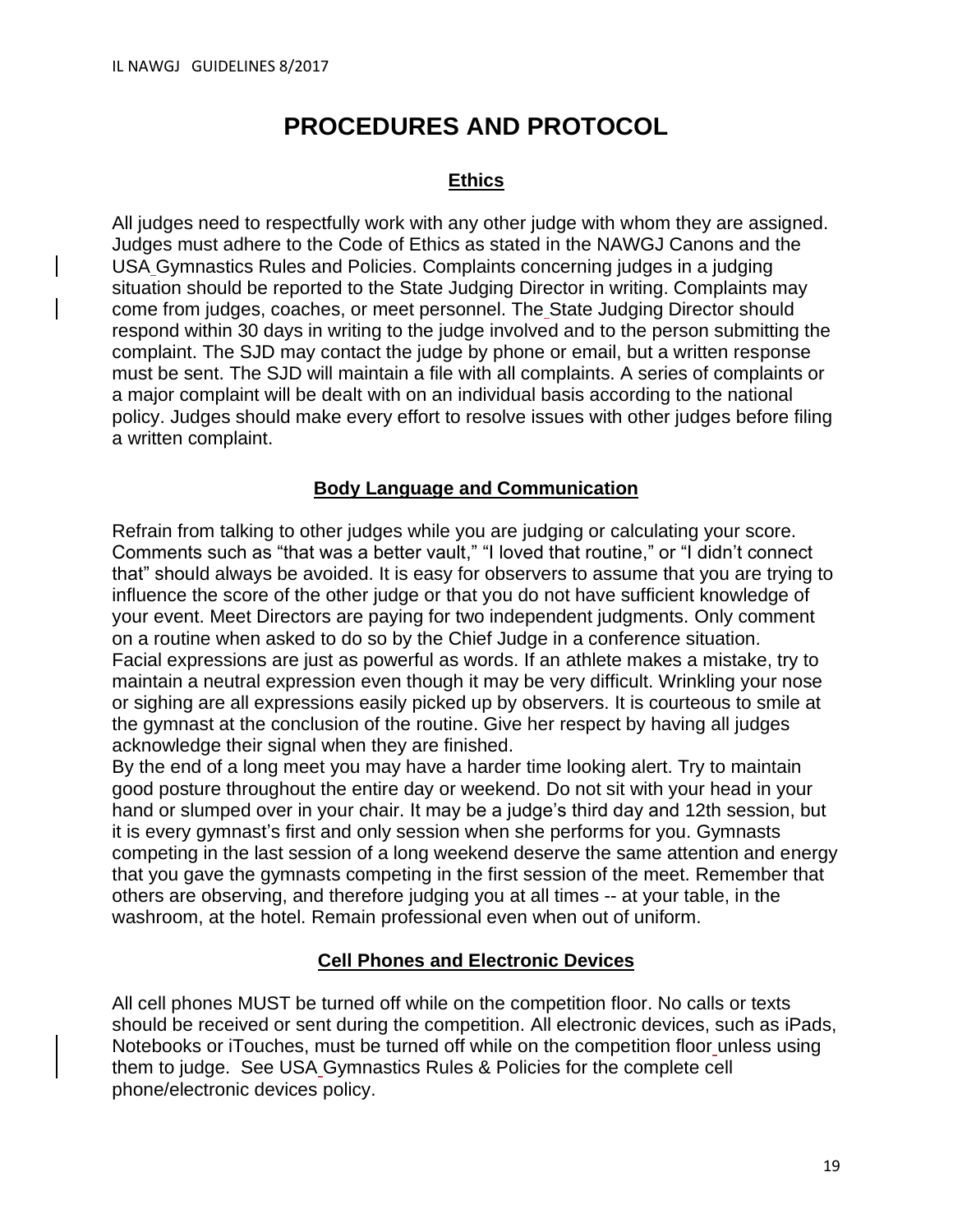# PROCEDURES AND PROTOCOL

## Ethics

All judges need to respectfully work with any other judge with whom they are assigned. Judges must adhere to the Code of Ethics as stated in the NAWGJ Canons and the USA Gymnastics Rules and Policies. Complaints concerning judges in a judging situation should be reported to the State Judging Director in writing. Complaints may come from judges, coaches, or meet personnel. The State Judging Director should respond within 30 days in writing to the judge involved and to the person submitting the complaint. The SJD may contact the judge by phone or email, but a written response must be sent. The SJD will maintain a file with all complaints. A series of complaints or a major complaint will be dealt with on an individual basis according to the national policy. Judges should make every effort to resolve issues with other judges before filing a written complaint.

## Body Language and Communication

Refrain from talking to other judges while you are judging or calculating your score. Comments such as “that was a better vault,” “I loved that routine,” or “I didn’t connect that” should always be avoided. It is easy for observers to assume that you are trying to influence the score of the other judge or that you do not have sufficient knowledge of your event. Meet Directors are paying for two independent judgments. Only comment on a routine when asked to do so by the Chief Judge in a conference situation.
Facial expressions are just as powerful as words. If an athlete makes a mistake, try to maintain a neutral expression even though it may be very difficult. Wrinkling your nose or sighing are all expressions easily picked up by observers. It is courteous to smile at the gymnast at the conclusion of the routine. Give her respect by having all judges acknowledge their signal when they are finished.
By the end of a long meet you may have a harder time looking alert. Try to maintain good posture throughout the entire day or weekend. Do not sit with your head in your hand or slumped over in your chair. It may be a judge’s third day and 12th session, but it is every gymnast’s first and only session when she performs for you. Gymnasts competing in the last session of a long weekend deserve the same attention and energy that you gave the gymnasts competing in the first session of the meet. Remember that others are observing, and therefore judging you at all times -- at your table, in the washroom, at the hotel. Remain professional even when out of uniform.

## Cell Phones and Electronic Devices

All cell phones MUST be turned off while on the competition floor. No calls or texts should be received or sent during the competition. All electronic devices, such as iPads, Notebooks or iTouches, must be turned off while on the competition floor unless using them to judge. See USA Gymnastics Rules & Policies for the complete cell phone/electronic devices policy.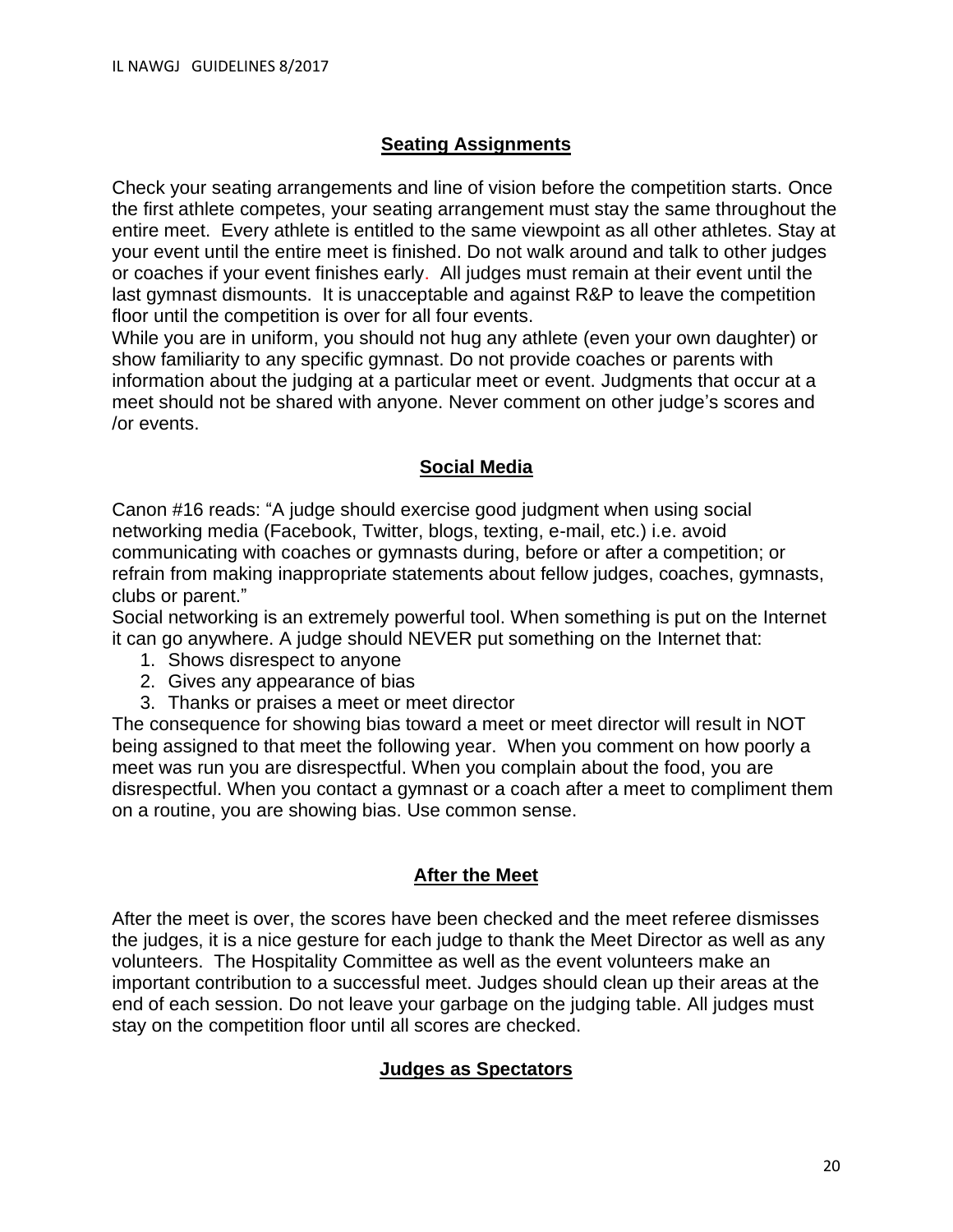## Seating Assignments

Check your seating arrangements and line of vision before the competition starts. Once the first athlete competes, your seating arrangement must stay the same throughout the entire meet. Every athlete is entitled to the same viewpoint as all other athletes. Stay at your event until the entire meet is finished. Do not walk around and talk to other judges or coaches if your event finishes early. All judges must remain at their event until the last gymnast dismounts. It is unacceptable and against R&P to leave the competition floor until the competition is over for all four events.

While you are in uniform, you should not hug any athlete (even your own daughter) or show familiarity to any specific gymnast. Do not provide coaches or parents with information about the judging at a particular meet or event. Judgments that occur at a meet should not be shared with anyone. Never comment on other judge's scores and /or events.

## Social Media

Canon #16 reads: "A judge should exercise good judgment when using social networking media (Facebook, Twitter, blogs, texting, e-mail, etc.) i.e. avoid communicating with coaches or gymnasts during, before or after a competition; or refrain from making inappropriate statements about fellow judges, coaches, gymnasts, clubs or parent."

Social networking is an extremely powerful tool. When something is put on the Internet it can go anywhere. A judge should NEVER put something on the Internet that:

1. Shows disrespect to anyone
2. Gives any appearance of bias
3. Thanks or praises a meet or meet director

The consequence for showing bias toward a meet or meet director will result in NOT being assigned to that meet the following year. When you comment on how poorly a meet was run you are disrespectful. When you complain about the food, you are disrespectful. When you contact a gymnast or a coach after a meet to compliment them on a routine, you are showing bias. Use common sense.

## After the Meet

After the meet is over, the scores have been checked and the meet referee dismisses the judges, it is a nice gesture for each judge to thank the Meet Director as well as any volunteers. The Hospitality Committee as well as the event volunteers make an important contribution to a successful meet. Judges should clean up their areas at the end of each session. Do not leave your garbage on the judging table. All judges must stay on the competition floor until all scores are checked.

## Judges as Spectators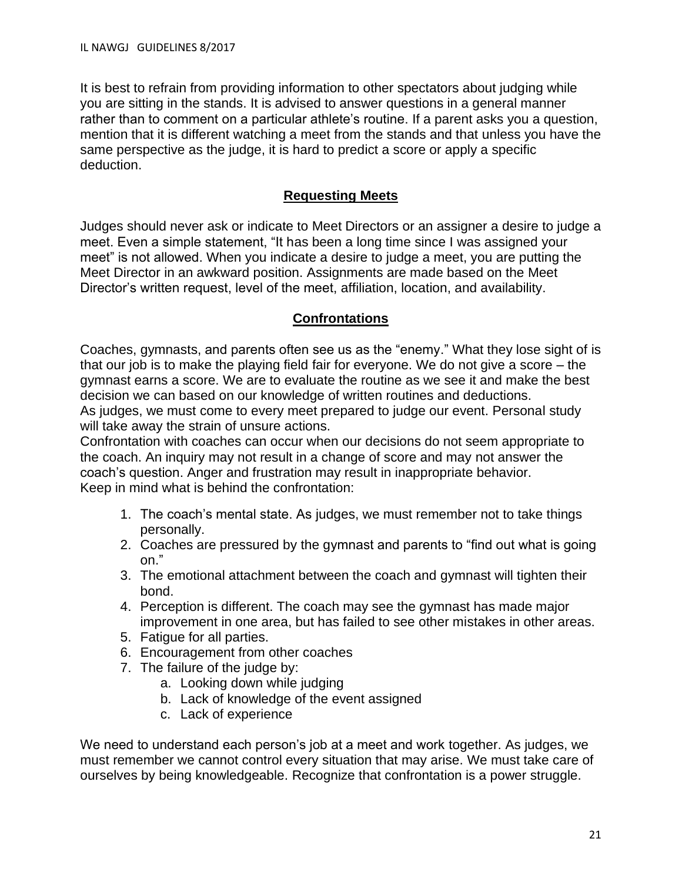It is best to refrain from providing information to other spectators about judging while you are sitting in the stands. It is advised to answer questions in a general manner rather than to comment on a particular athlete's routine. If a parent asks you a question, mention that it is different watching a meet from the stands and that unless you have the same perspective as the judge, it is hard to predict a score or apply a specific deduction.

## Requesting Meets

Judges should never ask or indicate to Meet Directors or an assigner a desire to judge a meet. Even a simple statement, "It has been a long time since I was assigned your meet" is not allowed. When you indicate a desire to judge a meet, you are putting the Meet Director in an awkward position. Assignments are made based on the Meet Director's written request, level of the meet, affiliation, location, and availability.

## Confrontations

Coaches, gymnasts, and parents often see us as the "enemy." What they lose sight of is that our job is to make the playing field fair for everyone. We do not give a score – the gymnast earns a score. We are to evaluate the routine as we see it and make the best decision we can based on our knowledge of written routines and deductions.
As judges, we must come to every meet prepared to judge our event. Personal study will take away the strain of unsure actions.
Confrontation with coaches can occur when our decisions do not seem appropriate to the coach. An inquiry may not result in a change of score and may not answer the coach's question. Anger and frustration may result in inappropriate behavior.
Keep in mind what is behind the confrontation:

1. The coach's mental state. As judges, we must remember not to take things personally.
2. Coaches are pressured by the gymnast and parents to "find out what is going on."
3. The emotional attachment between the coach and gymnast will tighten their bond.
4. Perception is different. The coach may see the gymnast has made major improvement in one area, but has failed to see other mistakes in other areas.
5. Fatigue for all parties.
6. Encouragement from other coaches
7. The failure of the judge by:
    a. Looking down while judging
    b. Lack of knowledge of the event assigned
    c. Lack of experience

We need to understand each person's job at a meet and work together. As judges, we must remember we cannot control every situation that may arise. We must take care of ourselves by being knowledgeable. Recognize that confrontation is a power struggle.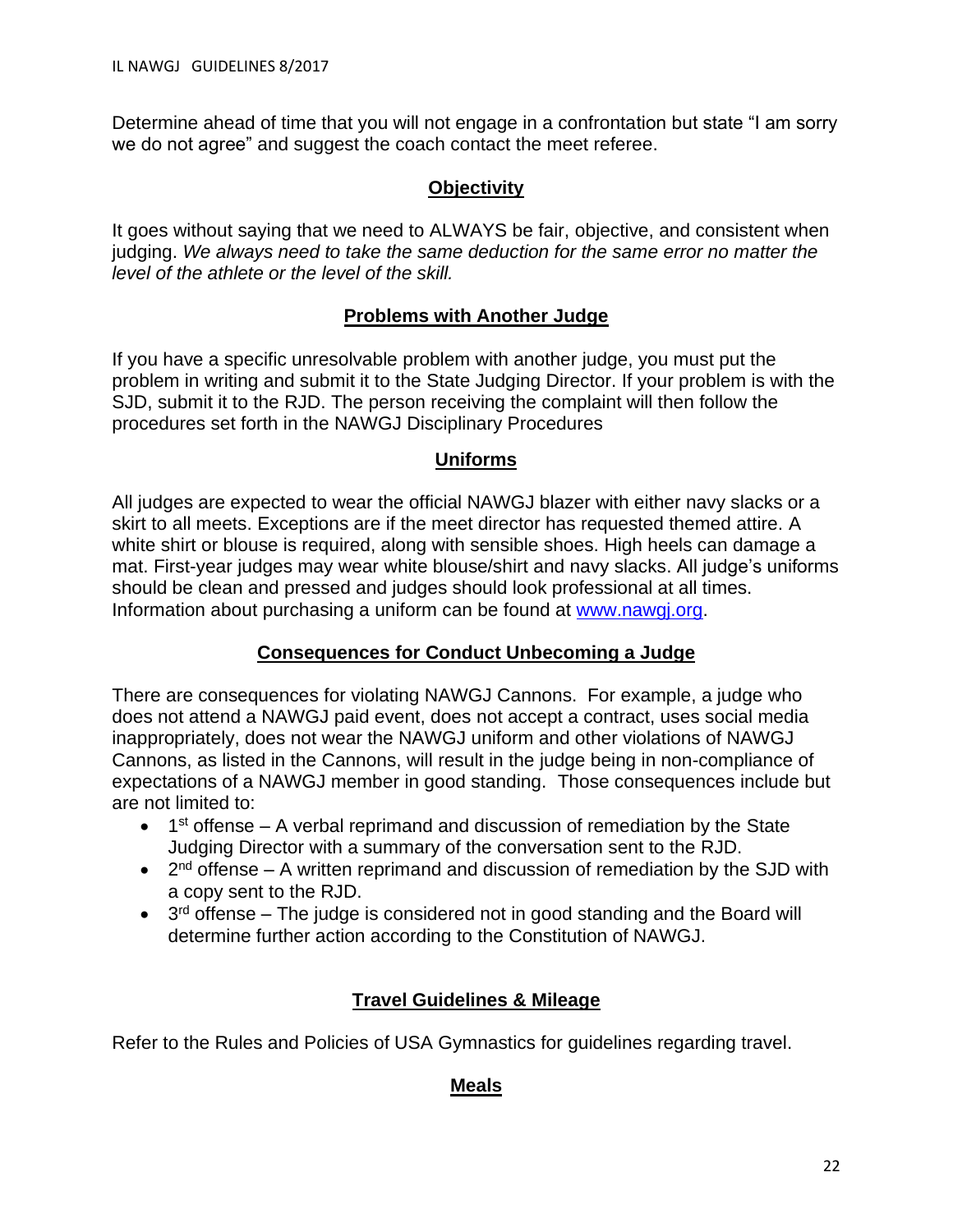Determine ahead of time that you will not engage in a confrontation but state “I am sorry we do not agree” and suggest the coach contact the meet referee.

## **Objectivity**

It goes without saying that we need to ALWAYS be fair, objective, and consistent when judging. *We always need to take the same deduction for the same error no matter the level of the athlete or the level of the skill.*

## **Problems with Another Judge**

If you have a specific unresolvable problem with another judge, you must put the problem in writing and submit it to the State Judging Director. If your problem is with the SJD, submit it to the RJD. The person receiving the complaint will then follow the procedures set forth in the NAWGJ Disciplinary Procedures

## **Uniforms**

All judges are expected to wear the official NAWGJ blazer with either navy slacks or a skirt to all meets. Exceptions are if the meet director has requested themed attire. A white shirt or blouse is required, along with sensible shoes. High heels can damage a mat. First-year judges may wear white blouse/shirt and navy slacks. All judge’s uniforms should be clean and pressed and judges should look professional at all times. Information about purchasing a uniform can be found at [www.nawgj.org](www.nawgj.org).

## **Consequences for Conduct Unbecoming a Judge**

There are consequences for violating NAWGJ Cannons. For example, a judge who does not attend a NAWGJ paid event, does not accept a contract, uses social media inappropriately, does not wear the NAWGJ uniform and other violations of NAWGJ Cannons, as listed in the Cannons, will result in the judge being in non-compliance of expectations of a NAWGJ member in good standing. Those consequences include but are not limited to:

- 1st offense – A verbal reprimand and discussion of remediation by the State Judging Director with a summary of the conversation sent to the RJD.
- 2nd offense – A written reprimand and discussion of remediation by the SJD with a copy sent to the RJD.
- 3rd offense – The judge is considered not in good standing and the Board will determine further action according to the Constitution of NAWGJ.

## **Travel Guidelines & Mileage**

Refer to the Rules and Policies of USA Gymnastics for guidelines regarding travel.

## **Meals**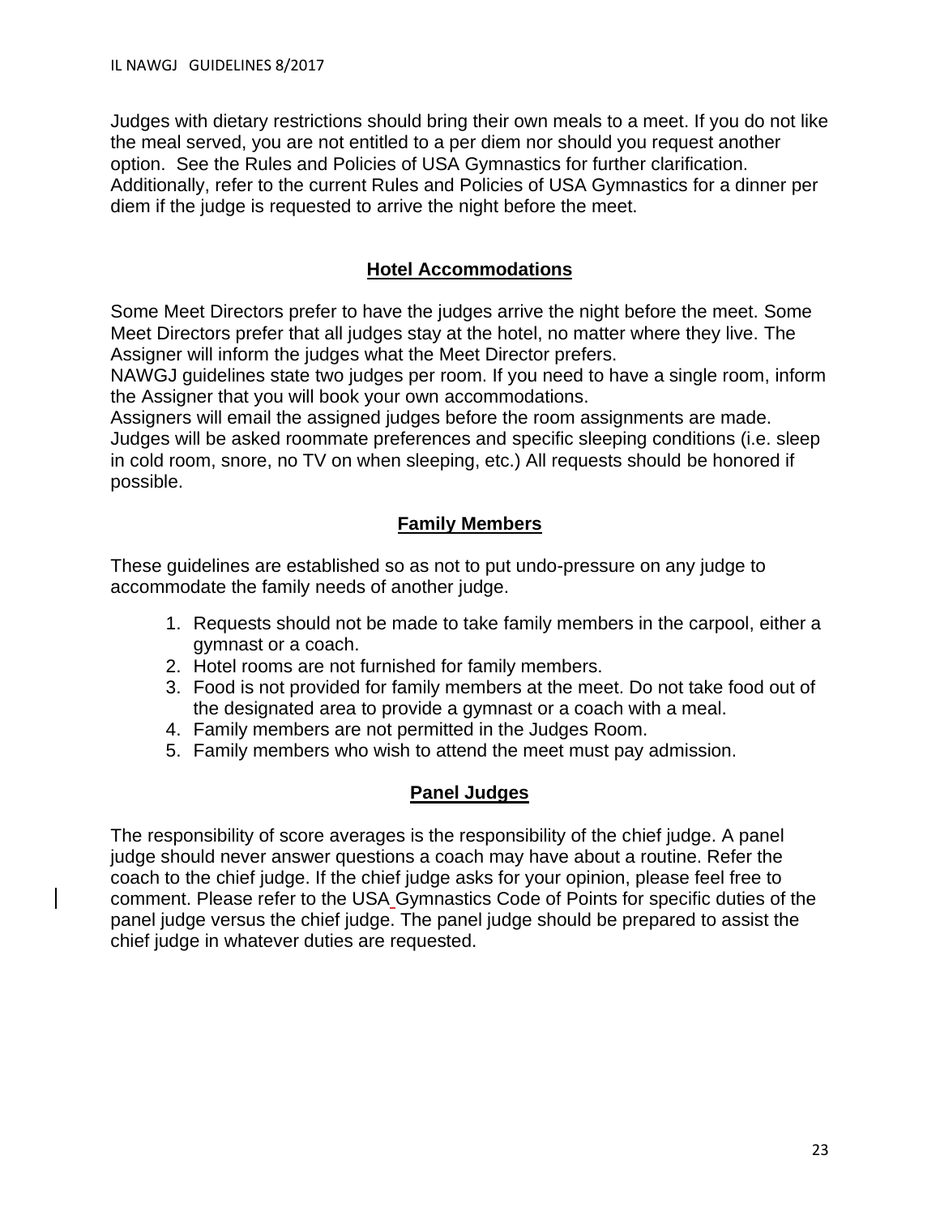Judges with dietary restrictions should bring their own meals to a meet. If you do not like the meal served, you are not entitled to a per diem nor should you request another option. See the Rules and Policies of USA Gymnastics for further clarification. Additionally, refer to the current Rules and Policies of USA Gymnastics for a dinner per diem if the judge is requested to arrive the night before the meet.

## Hotel Accommodations

Some Meet Directors prefer to have the judges arrive the night before the meet. Some Meet Directors prefer that all judges stay at the hotel, no matter where they live. The Assigner will inform the judges what the Meet Director prefers.
NAWGJ guidelines state two judges per room. If you need to have a single room, inform the Assigner that you will book your own accommodations.
Assigners will email the assigned judges before the room assignments are made. Judges will be asked roommate preferences and specific sleeping conditions (i.e. sleep in cold room, snore, no TV on when sleeping, etc.) All requests should be honored if possible.

## Family Members

These guidelines are established so as not to put undo-pressure on any judge to accommodate the family needs of another judge.

1. Requests should not be made to take family members in the carpool, either a gymnast or a coach.
2. Hotel rooms are not furnished for family members.
3. Food is not provided for family members at the meet. Do not take food out of the designated area to provide a gymnast or a coach with a meal.
4. Family members are not permitted in the Judges Room.
5. Family members who wish to attend the meet must pay admission.

## Panel Judges

The responsibility of score averages is the responsibility of the chief judge. A panel judge should never answer questions a coach may have about a routine. Refer the coach to the chief judge. If the chief judge asks for your opinion, please feel free to comment. Please refer to the USA Gymnastics Code of Points for specific duties of the panel judge versus the chief judge. The panel judge should be prepared to assist the chief judge in whatever duties are requested.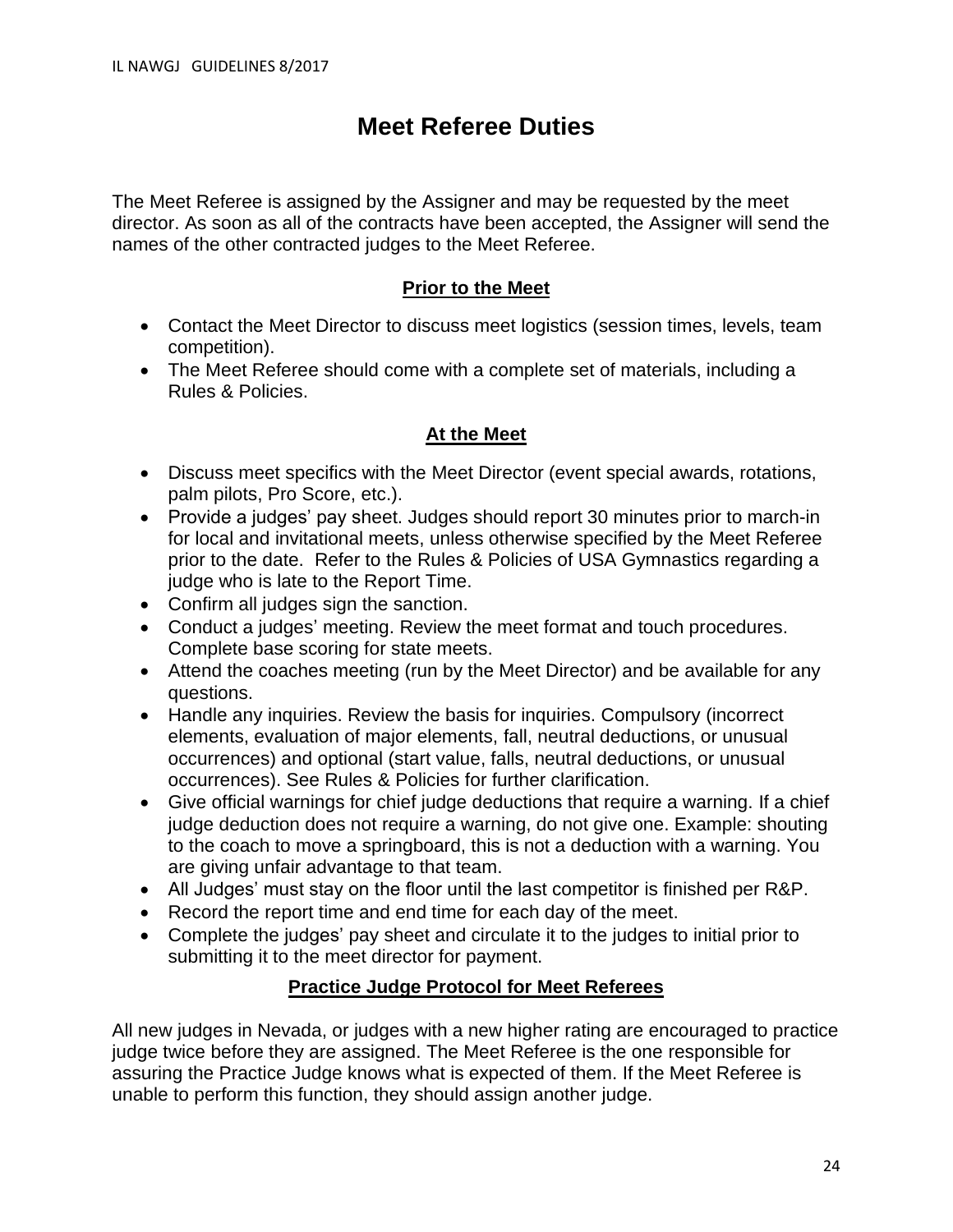# Meet Referee Duties

The Meet Referee is assigned by the Assigner and may be requested by the meet director. As soon as all of the contracts have been accepted, the Assigner will send the names of the other contracted judges to the Meet Referee.

## Prior to the Meet

- Contact the Meet Director to discuss meet logistics (session times, levels, team competition).
- The Meet Referee should come with a complete set of materials, including a Rules & Policies.

## At the Meet

- Discuss meet specifics with the Meet Director (event special awards, rotations, palm pilots, Pro Score, etc.).
- Provide a judges' pay sheet. Judges should report 30 minutes prior to march-in for local and invitational meets, unless otherwise specified by the Meet Referee prior to the date. Refer to the Rules & Policies of USA Gymnastics regarding a judge who is late to the Report Time.
- Confirm all judges sign the sanction.
- Conduct a judges' meeting. Review the meet format and touch procedures. Complete base scoring for state meets.
- Attend the coaches meeting (run by the Meet Director) and be available for any questions.
- Handle any inquiries. Review the basis for inquiries. Compulsory (incorrect elements, evaluation of major elements, fall, neutral deductions, or unusual occurrences) and optional (start value, falls, neutral deductions, or unusual occurrences). See Rules & Policies for further clarification.
- Give official warnings for chief judge deductions that require a warning. If a chief judge deduction does not require a warning, do not give one. Example: shouting to the coach to move a springboard, this is not a deduction with a warning. You are giving unfair advantage to that team.
- All Judges' must stay on the floor until the last competitor is finished per R&P.
- Record the report time and end time for each day of the meet.
- Complete the judges' pay sheet and circulate it to the judges to initial prior to submitting it to the meet director for payment.

## Practice Judge Protocol for Meet Referees

All new judges in Nevada, or judges with a new higher rating are encouraged to practice judge twice before they are assigned. The Meet Referee is the one responsible for assuring the Practice Judge knows what is expected of them. If the Meet Referee is unable to perform this function, they should assign another judge.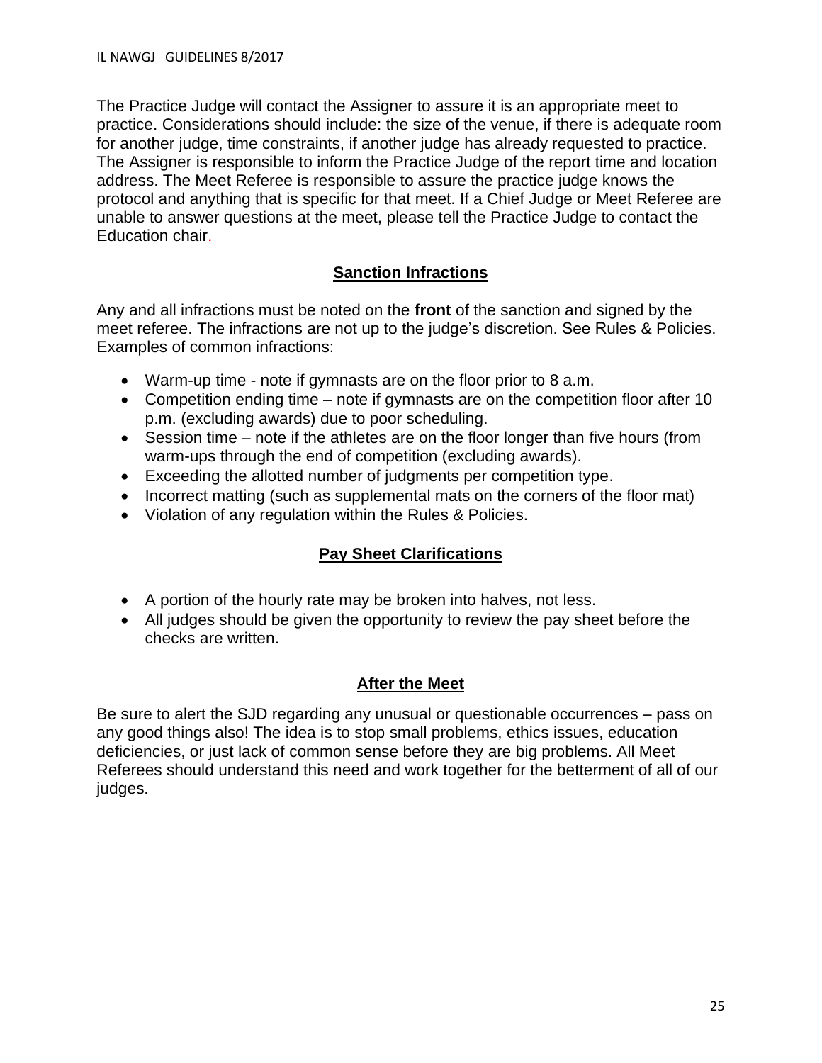The Practice Judge will contact the Assigner to assure it is an appropriate meet to practice. Considerations should include: the size of the venue, if there is adequate room for another judge, time constraints, if another judge has already requested to practice. The Assigner is responsible to inform the Practice Judge of the report time and location address. The Meet Referee is responsible to assure the practice judge knows the protocol and anything that is specific for that meet. If a Chief Judge or Meet Referee are unable to answer questions at the meet, please tell the Practice Judge to contact the Education chair.

## Sanction Infractions

Any and all infractions must be noted on the **front** of the sanction and signed by the meet referee. The infractions are not up to the judge's discretion. See Rules & Policies. Examples of common infractions:

- Warm-up time - note if gymnasts are on the floor prior to 8 a.m.
- Competition ending time – note if gymnasts are on the competition floor after 10 p.m. (excluding awards) due to poor scheduling.
- Session time – note if the athletes are on the floor longer than five hours (from warm-ups through the end of competition (excluding awards).
- Exceeding the allotted number of judgments per competition type.
- Incorrect matting (such as supplemental mats on the corners of the floor mat)
- Violation of any regulation within the Rules & Policies.

## Pay Sheet Clarifications

- A portion of the hourly rate may be broken into halves, not less.
- All judges should be given the opportunity to review the pay sheet before the checks are written.

## After the Meet

Be sure to alert the SJD regarding any unusual or questionable occurrences – pass on any good things also! The idea is to stop small problems, ethics issues, education deficiencies, or just lack of common sense before they are big problems. All Meet Referees should understand this need and work together for the betterment of all of our judges.